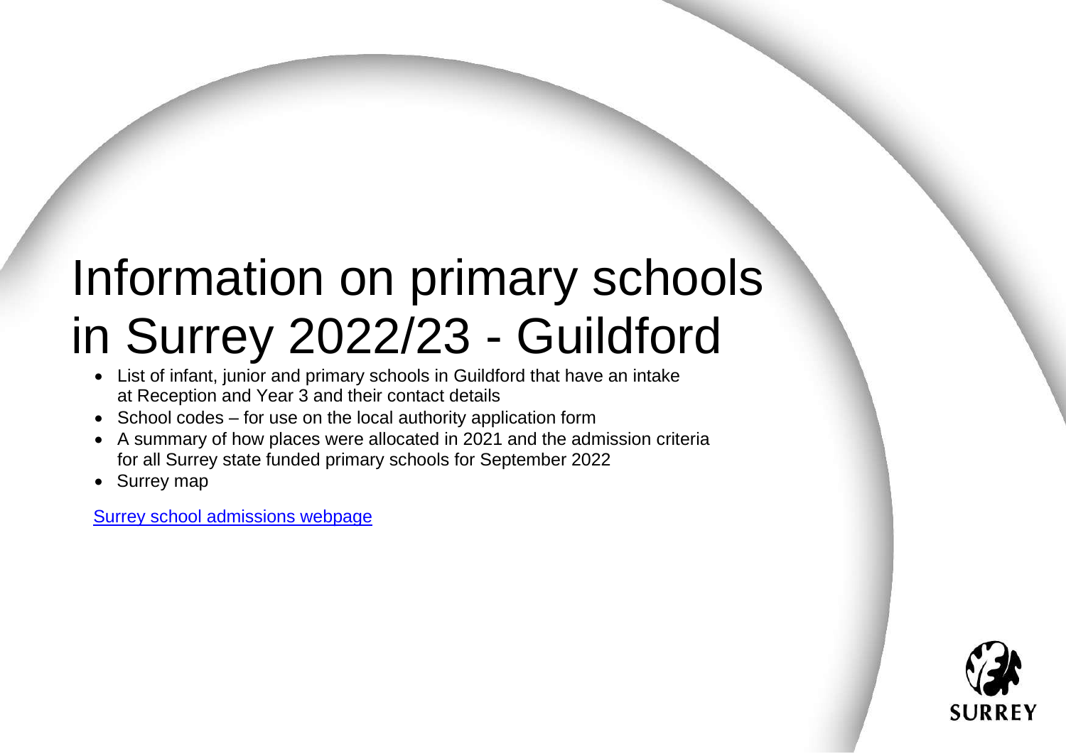# Information on primary schools in Surrey 2022/23 - Guildford

- List of infant, junior and primary schools in Guildford that have an intake at Reception and Year 3 and their contact details
- School codes – for use on the local authority application form
- A summary of how places were allocated in 2021 and the admission criteria for all Surrey state funded primary schools for September 2022
- Surrey map

Surrey school admissions webpage

SURREY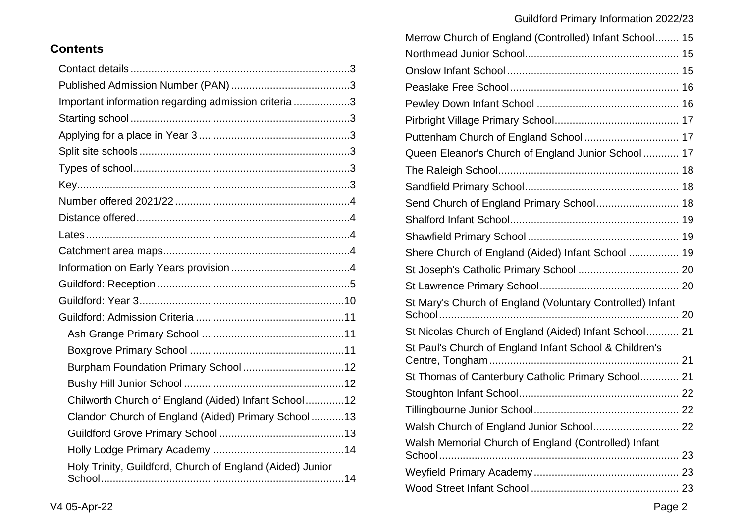## Contents

- Contact details 3
- Published Admission Number (PAN) 3
- Important information regarding admission criteria 3
- Starting school 3
- Applying for a place in Year 3 3
- Split site schools 3
- Types of school 3
- Key 3
- Number offered 2021/22 4
- Distance offered 4
- Lates 4
- Catchment area maps 4
- Information on Early Years provision 4
- Guildford: Reception 5
- Guildford: Year 3 10
- Guildford: Admission Criteria 11
  - Ash Grange Primary School 11
  - Boxgrove Primary School 11
  - Burpham Foundation Primary School 12
  - Bushy Hill Junior School 12
  - Chilworth Church of England (Aided) Infant School 12
  - Clandon Church of England (Aided) Primary School 13
  - Guildford Grove Primary School 13
  - Holly Lodge Primary Academy 14
  - Holy Trinity, Guildford, Church of England (Aided) Junior School 14
  - Merrow Church of England (Controlled) Infant School 15
  - Northmead Junior School 15
  - Onslow Infant School 15
  - Peaslake Free School 16
  - Pewley Down Infant School 16
  - Pirbright Village Primary School 17
  - Puttenham Church of England School 17
  - Queen Eleanor's Church of England Junior School 17
  - The Raleigh School 18
  - Sandfield Primary School 18
  - Send Church of England Primary School 18
  - Shalford Infant School 19
  - Shawfield Primary School 19
  - Shere Church of England (Aided) Infant School 19
  - St Joseph's Catholic Primary School 20
  - St Lawrence Primary School 20
  - St Mary's Church of England (Voluntary Controlled) Infant School 20
  - St Nicolas Church of England (Aided) Infant School 21
  - St Paul's Church of England Infant School & Children's Centre, Tongham 21
  - St Thomas of Canterbury Catholic Primary School 21
  - Stoughton Infant School 22
  - Tillingbourne Junior School 22
  - Walsh Church of England Junior School 22
  - Walsh Memorial Church of England (Controlled) Infant School 23
  - Weyfield Primary Academy 23
  - Wood Street Infant School 23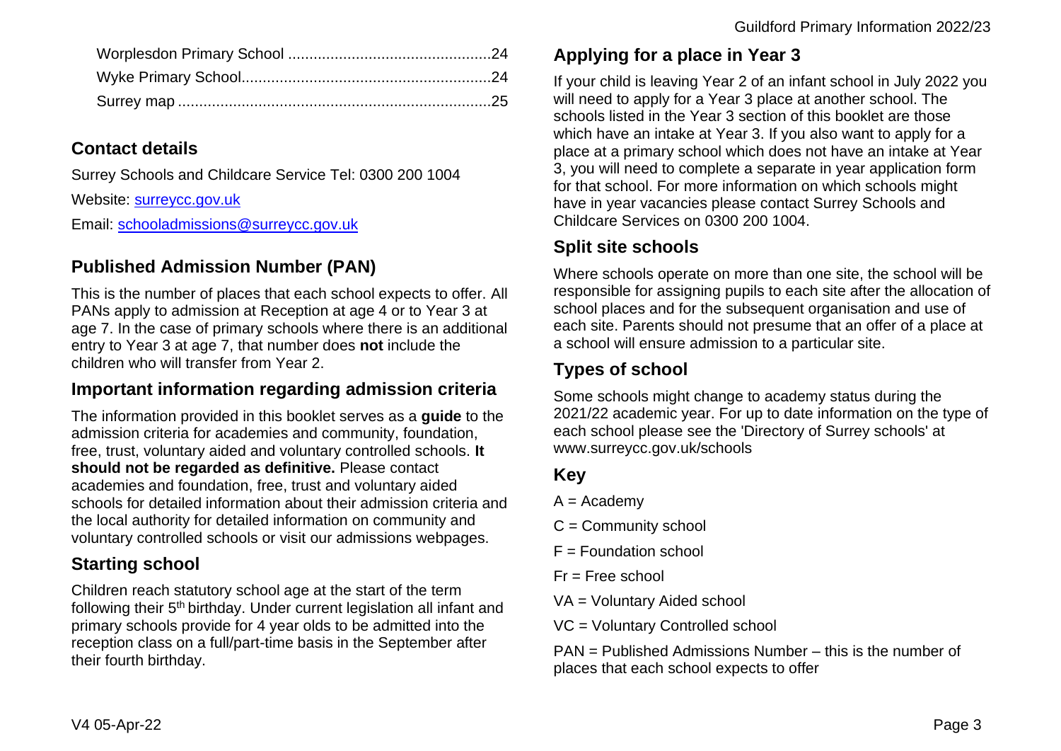Worplesdon Primary School ................................................24
Wyke Primary School..........................................................24
Surrey map ..........................................................................25

## Contact details

Surrey Schools and Childcare Service Tel: 0300 200 1004

Website: [surreycc.gov.uk](surreycc.gov.uk)

Email: [schooladmissions@surreycc.gov.uk](mailto:schooladmissions@surreycc.gov.uk)

## Published Admission Number (PAN)

This is the number of places that each school expects to offer. All PANs apply to admission at Reception at age 4 or to Year 3 at age 7. In the case of primary schools where there is an additional entry to Year 3 at age 7, that number does **not** include the children who will transfer from Year 2.

## Important information regarding admission criteria

The information provided in this booklet serves as a **guide** to the admission criteria for academies and community, foundation, free, trust, voluntary aided and voluntary controlled schools. **It should not be regarded as definitive.** Please contact academies and foundation, free, trust and voluntary aided schools for detailed information about their admission criteria and the local authority for detailed information on community and voluntary controlled schools or visit our admissions webpages.

## Starting school

Children reach statutory school age at the start of the term following their 5th birthday. Under current legislation all infant and primary schools provide for 4 year olds to be admitted into the reception class on a full/part-time basis in the September after their fourth birthday.

## Applying for a place in Year 3

If your child is leaving Year 2 of an infant school in July 2022 you will need to apply for a Year 3 place at another school. The schools listed in the Year 3 section of this booklet are those which have an intake at Year 3. If you also want to apply for a place at a primary school which does not have an intake at Year 3, you will need to complete a separate in year application form for that school. For more information on which schools might have in year vacancies please contact Surrey Schools and Childcare Services on 0300 200 1004.

## Split site schools

Where schools operate on more than one site, the school will be responsible for assigning pupils to each site after the allocation of school places and for the subsequent organisation and use of each site. Parents should not presume that an offer of a place at a school will ensure admission to a particular site.

## Types of school

Some schools might change to academy status during the 2021/22 academic year. For up to date information on the type of each school please see the 'Directory of Surrey schools' at www.surreycc.gov.uk/schools

## Key

A = Academy

C = Community school

F = Foundation school

Fr = Free school

VA = Voluntary Aided school

VC = Voluntary Controlled school

PAN = Published Admissions Number – this is the number of places that each school expects to offer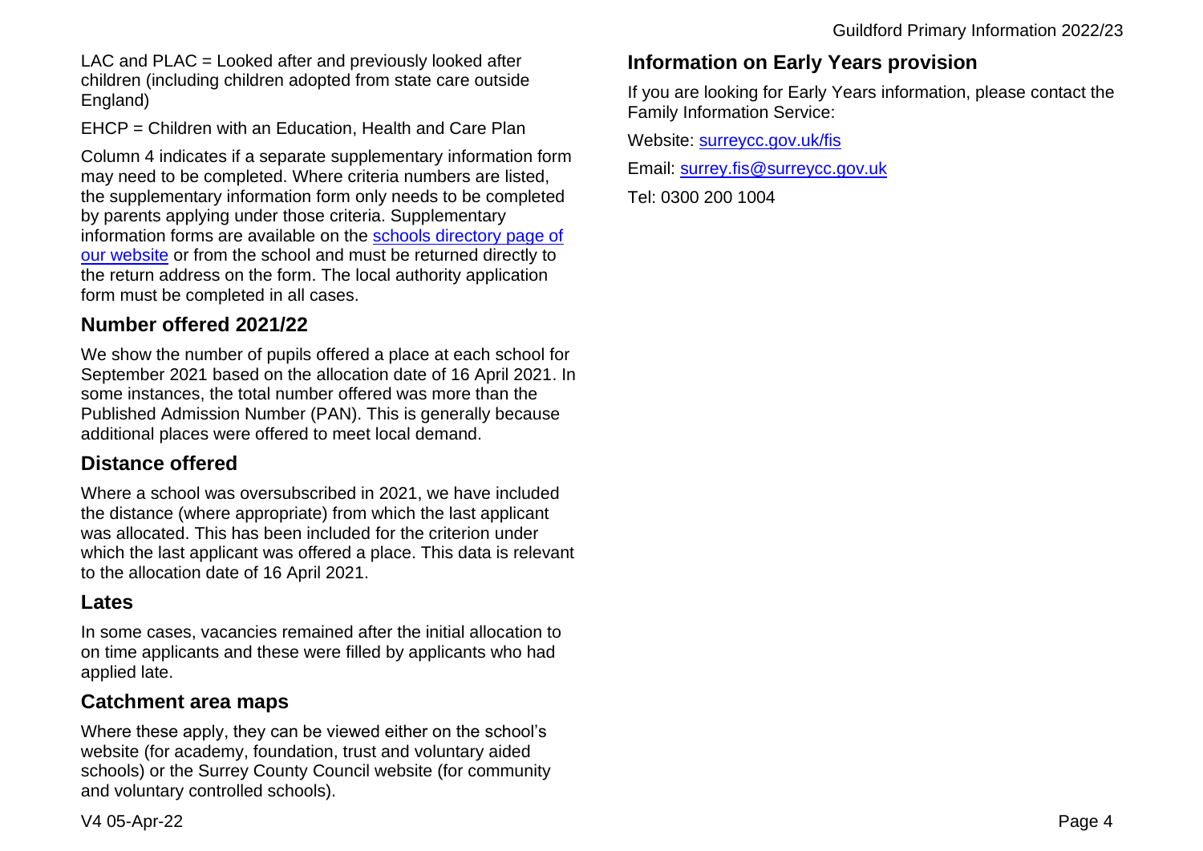LAC and PLAC = Looked after and previously looked after children (including children adopted from state care outside England)

EHCP = Children with an Education, Health and Care Plan

Column 4 indicates if a separate supplementary information form may need to be completed. Where criteria numbers are listed, the supplementary information form only needs to be completed by parents applying under those criteria. Supplementary information forms are available on the schools directory page of our website or from the school and must be returned directly to the return address on the form. The local authority application form must be completed in all cases.

## Number offered 2021/22

We show the number of pupils offered a place at each school for September 2021 based on the allocation date of 16 April 2021. In some instances, the total number offered was more than the Published Admission Number (PAN). This is generally because additional places were offered to meet local demand.

## Distance offered

Where a school was oversubscribed in 2021, we have included the distance (where appropriate) from which the last applicant was allocated. This has been included for the criterion under which the last applicant was offered a place. This data is relevant to the allocation date of 16 April 2021.

## Lates

In some cases, vacancies remained after the initial allocation to on time applicants and these were filled by applicants who had applied late.

## Catchment area maps

Where these apply, they can be viewed either on the school's website (for academy, foundation, trust and voluntary aided schools) or the Surrey County Council website (for community and voluntary controlled schools).

## Information on Early Years provision

If you are looking for Early Years information, please contact the Family Information Service:

Website: surreycc.gov.uk/fis

Email: surrey.fis@surreycc.gov.uk

Tel: 0300 200 1004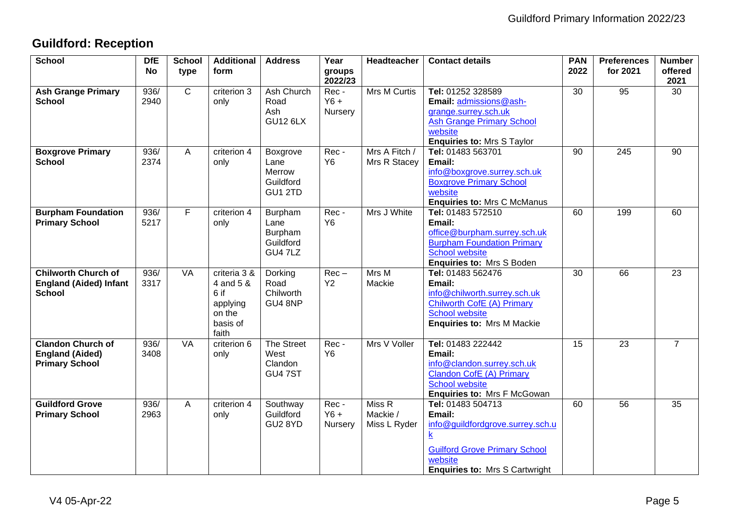## Guildford: Reception

| School | DfE No | School type | Additional form | Address | Year groups 2022/23 | Headteacher | Contact details | PAN 2022 | Preferences for 2021 | Number offered 2021 |
|---|---|---|---|---|---|---|---|---|---|---|
| **Ash Grange Primary School** | 936/ 2940 | C | criterion 3 only | Ash Church Road Ash GU12 6LX | Rec - Y6 + Nursery | Mrs M Curtis | **Tel:** 01252 328589 **Email:** admissions@ash-grange.surrey.sch.uk Ash Grange Primary School website **Enquiries to:** Mrs S Taylor | 30 | 95 | 30 |
| **Boxgrove Primary School** | 936/ 2374 | A | criterion 4 only | Boxgrove Lane Merrow Guildford GU1 2TD | Rec - Y6 | Mrs A Fitch / Mrs R Stacey | **Tel:** 01483 563701 **Email:** info@boxgrove.surrey.sch.uk Boxgrove Primary School website **Enquiries to:** Mrs C McManus | 90 | 245 | 90 |
| **Burpham Foundation Primary School** | 936/ 5217 | F | criterion 4 only | Burpham Lane Burpham Guildford GU4 7LZ | Rec - Y6 | Mrs J White | **Tel:** 01483 572510 **Email:** office@burpham.surrey.sch.uk Burpham Foundation Primary School website **Enquiries to:** Mrs S Boden | 60 | 199 | 60 |
| **Chilworth Church of England (Aided) Infant School** | 936/ 3317 | VA | criteria 3 & 4 and 5 & 6 if applying on the basis of faith | Dorking Road Chilworth GU4 8NP | Rec – Y2 | Mrs M Mackie | **Tel:** 01483 562476 **Email:** info@chilworth.surrey.sch.uk Chilworth CofE (A) Primary School website **Enquiries to:** Mrs M Mackie | 30 | 66 | 23 |
| **Clandon Church of England (Aided) Primary School** | 936/ 3408 | VA | criterion 6 only | The Street West Clandon GU4 7ST | Rec - Y6 | Mrs V Voller | **Tel:** 01483 222442 **Email:** info@clandon.surrey.sch.uk Clandon CofE (A) Primary School website **Enquiries to:** Mrs F McGowan | 15 | 23 | 7 |
| **Guildford Grove Primary School** | 936/ 2963 | A | criterion 4 only | Southway Guildford GU2 8YD | Rec - Y6 + Nursery | Miss R Mackie / Miss L Ryder | **Tel:** 01483 504713 **Email:** info@guildfordgrove.surrey.sch.uk Guildford Grove Primary School website **Enquiries to:** Mrs S Cartwright | 60 | 56 | 35 |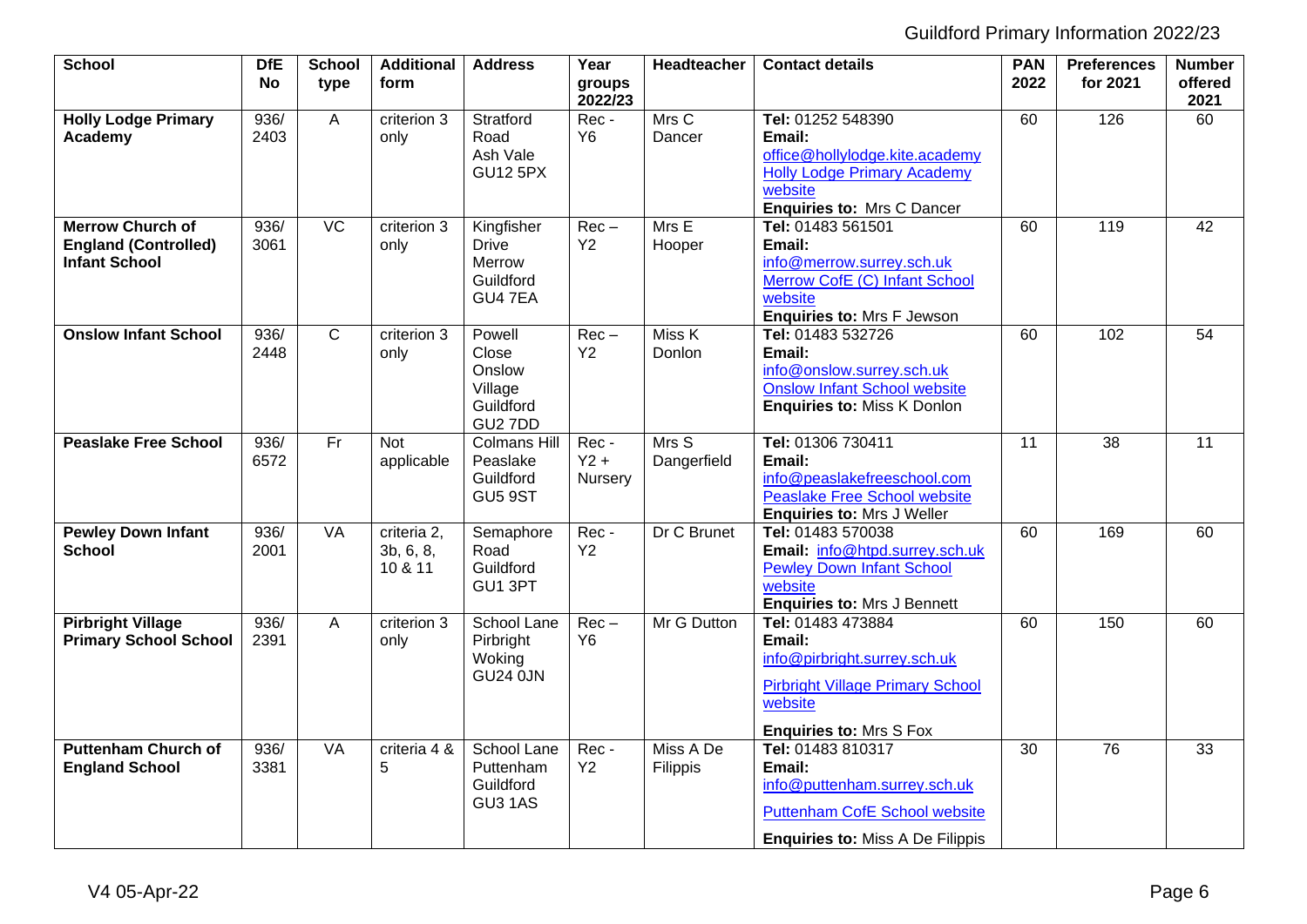| School | DfE No | School type | Additional form | Address | Year groups 2022/23 | Headteacher | Contact details | PAN 2022 | Preferences for 2021 | Number offered 2021 |
|---|---|---|---|---|---|---|---|---|---|---|
| **Holly Lodge Primary Academy** | 936/ 2403 | A | criterion 3 only | Stratford Road Ash Vale GU12 5PX | Rec - Y6 | Mrs C Dancer | **Tel:** 01252 548390 **Email:** office@hollylodge.kite.academy Holly Lodge Primary Academy website **Enquiries to:** Mrs C Dancer | 60 | 126 | 60 |
| **Merrow Church of England (Controlled) Infant School** | 936/ 3061 | VC | criterion 3 only | Kingfisher Drive Merrow Guildford GU4 7EA | Rec – Y2 | Mrs E Hooper | **Tel:** 01483 561501 **Email:** info@merrow.surrey.sch.uk Merrow CofE (C) Infant School website **Enquiries to:** Mrs F Jewson | 60 | 119 | 42 |
| **Onslow Infant School** | 936/ 2448 | C | criterion 3 only | Powell Close Onslow Village Guildford GU2 7DD | Rec – Y2 | Miss K Donlon | **Tel:** 01483 532726 **Email:** info@onslow.surrey.sch.uk Onslow Infant School website **Enquiries to:** Miss K Donlon | 60 | 102 | 54 |
| **Peaslake Free School** | 936/ 6572 | Fr | Not applicable | Colmans Hill Peaslake Guildford GU5 9ST | Rec - Y2 + Nursery | Mrs S Dangerfield | **Tel:** 01306 730411 **Email:** info@peaslakefreeschool.com Peaslake Free School website **Enquiries to:** Mrs J Weller | 11 | 38 | 11 |
| **Pewley Down Infant School** | 936/ 2001 | VA | criteria 2, 3b, 6, 8, 10 & 11 | Semaphore Road Guildford GU1 3PT | Rec - Y2 | Dr C Brunet | **Tel:** 01483 570038 **Email:** info@htpd.surrey.sch.uk Pewley Down Infant School website **Enquiries to:** Mrs J Bennett | 60 | 169 | 60 |
| **Pirbright Village Primary School School** | 936/ 2391 | A | criterion 3 only | School Lane Pirbright Woking GU24 0JN | Rec – Y6 | Mr G Dutton | **Tel:** 01483 473884 **Email:** info@pirbright.surrey.sch.uk Pirbright Village Primary School website **Enquiries to:** Mrs S Fox | 60 | 150 | 60 |
| **Puttenham Church of England School** | 936/ 3381 | VA | criteria 4 & 5 | School Lane Puttenham Guildford GU3 1AS | Rec - Y2 | Miss A De Filippis | **Tel:** 01483 810317 **Email:** info@puttenham.surrey.sch.uk Puttenham CofE School website **Enquiries to:** Miss A De Filippis | 30 | 76 | 33 |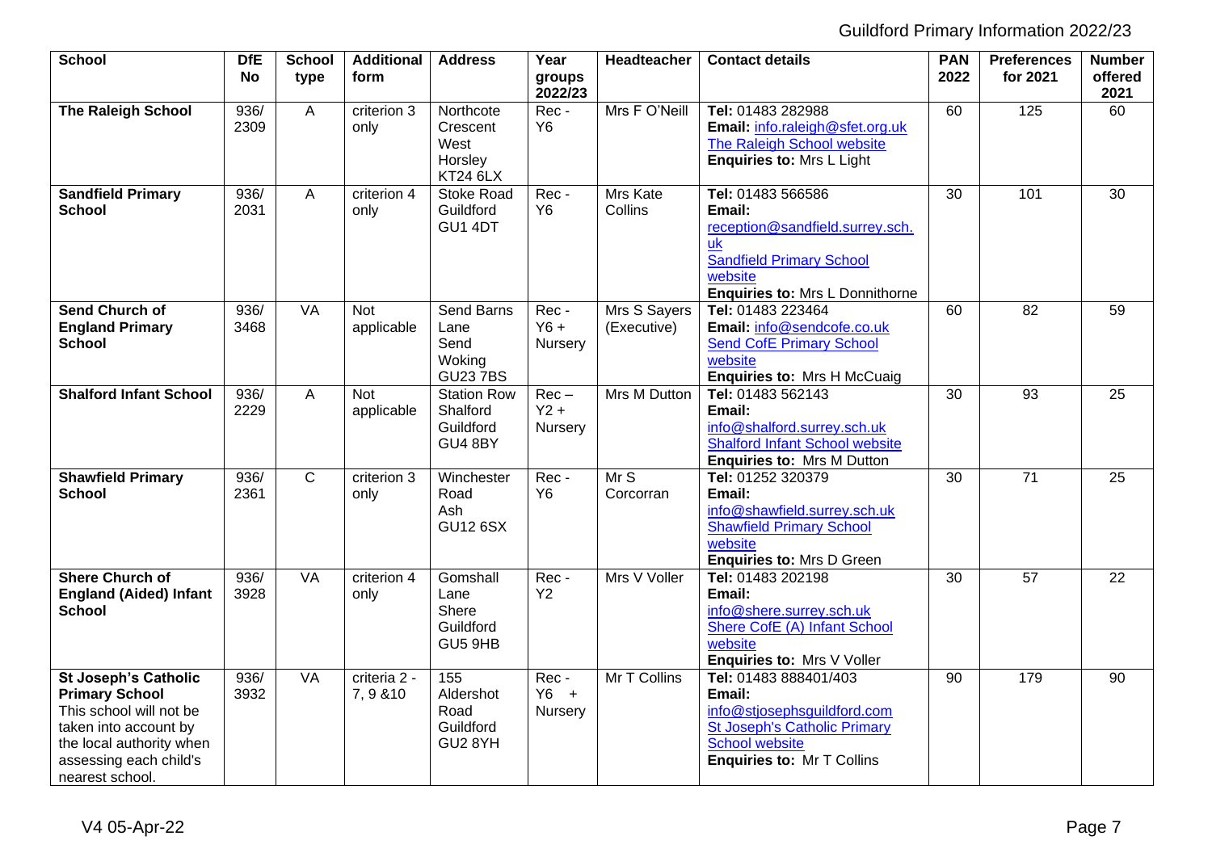| School | DfE No | School type | Additional form | Address | Year groups 2022/23 | Headteacher | Contact details | PAN 2022 | Preferences for 2021 | Number offered 2021 |
|---|---|---|---|---|---|---|---|---|---|---|
| **The Raleigh School** | 936/ 2309 | A | criterion 3 only | Northcote Crescent West Horsley KT24 6LX | Rec - Y6 | Mrs F O'Neill | **Tel:** 01483 282988 **Email:** info.raleigh@sfet.org.uk The Raleigh School website **Enquiries to:** Mrs L Light | 60 | 125 | 60 |
| **Sandfield Primary School** | 936/ 2031 | A | criterion 4 only | Stoke Road Guildford GU1 4DT | Rec - Y6 | Mrs Kate Collins | **Tel:** 01483 566586 **Email:** reception@sandfield.surrey.sch.uk Sandfield Primary School website **Enquiries to:** Mrs L Donnithorne | 30 | 101 | 30 |
| **Send Church of England Primary School** | 936/ 3468 | VA | Not applicable | Send Barns Lane Send Woking GU23 7BS | Rec - Y6 + Nursery | Mrs S Sayers (Executive) | **Tel:** 01483 223464 **Email:** info@sendcofe.co.uk Send CofE Primary School website **Enquiries to:** Mrs H McCuaig | 60 | 82 | 59 |
| **Shalford Infant School** | 936/ 2229 | A | Not applicable | Station Row Shalford Guildford GU4 8BY | Rec – Y2 + Nursery | Mrs M Dutton | **Tel:** 01483 562143 **Email:** info@shalford.surrey.sch.uk Shalford Infant School website **Enquiries to:** Mrs M Dutton | 30 | 93 | 25 |
| **Shawfield Primary School** | 936/ 2361 | C | criterion 3 only | Winchester Road Ash GU12 6SX | Rec - Y6 | Mr S Corcorran | **Tel:** 01252 320379 **Email:** info@shawfield.surrey.sch.uk Shawfield Primary School website **Enquiries to:** Mrs D Green | 30 | 71 | 25 |
| **Shere Church of England (Aided) Infant School** | 936/ 3928 | VA | criterion 4 only | Gomshall Lane Shere Guildford GU5 9HB | Rec - Y2 | Mrs V Voller | **Tel:** 01483 202198 **Email:** info@shere.surrey.sch.uk Shere CofE (A) Infant School website **Enquiries to:** Mrs V Voller | 30 | 57 | 22 |
| **St Joseph's Catholic Primary School** This school will not be taken into account by the local authority when assessing each child's nearest school. | 936/ 3932 | VA | criteria 2 - 7, 9 &10 | 155 Aldershot Road Guildford GU2 8YH | Rec - Y6 + Nursery | Mr T Collins | **Tel:** 01483 888401/403 **Email:** info@stjosephsguildford.com St Joseph's Catholic Primary School website **Enquiries to:** Mr T Collins | 90 | 179 | 90 |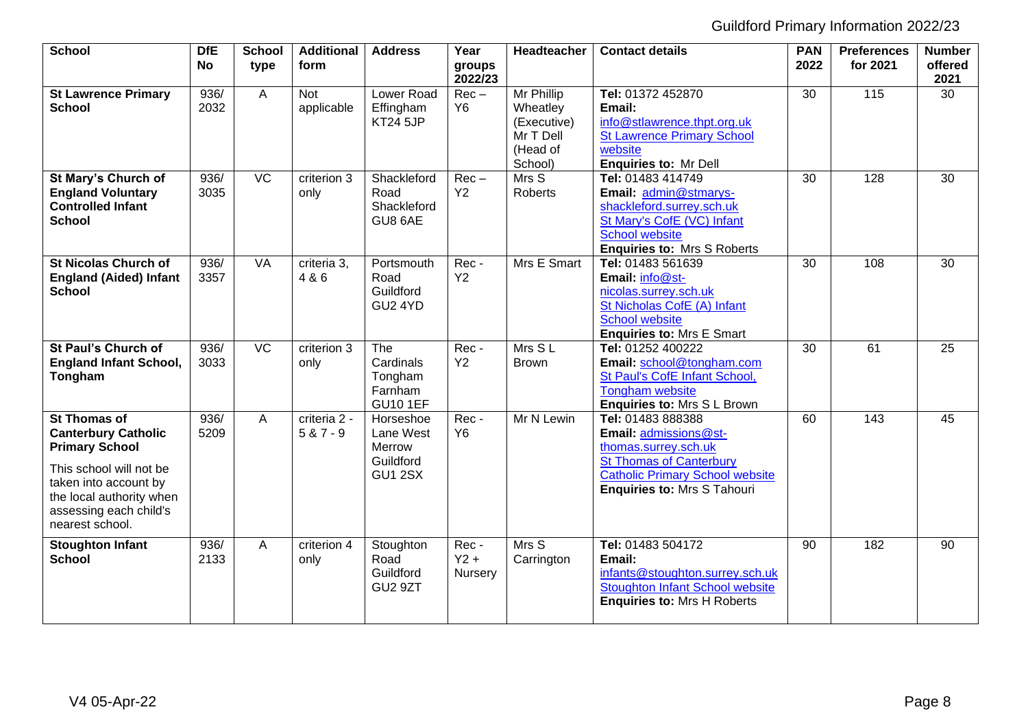| School | DfE No | School type | Additional form | Address | Year groups 2022/23 | Headteacher | Contact details | PAN 2022 | Preferences for 2021 | Number offered 2021 |
|---|---|---|---|---|---|---|---|---|---|---|
| **St Lawrence Primary School** | 936/ 2032 | A | Not applicable | Lower Road Effingham KT24 5JP | Rec – Y6 | Mr Phillip Wheatley (Executive) Mr T Dell (Head of School) | **Tel:** 01372 452870 **Email:** info@stlawrence.thpt.org.uk St Lawrence Primary School website **Enquiries to:** Mr Dell | 30 | 115 | 30 |
| **St Mary's Church of England Voluntary Controlled Infant School** | 936/ 3035 | VC | criterion 3 only | Shackleford Road Shackleford GU8 6AE | Rec – Y2 | Mrs S Roberts | **Tel:** 01483 414749 **Email:** admin@stmarys-shackleford.surrey.sch.uk St Mary's CofE (VC) Infant School website **Enquiries to:** Mrs S Roberts | 30 | 128 | 30 |
| **St Nicolas Church of England (Aided) Infant School** | 936/ 3357 | VA | criteria 3, 4 & 6 | Portsmouth Road Guildford GU2 4YD | Rec - Y2 | Mrs E Smart | **Tel:** 01483 561639 **Email:** info@st-nicolas.surrey.sch.uk St Nicholas CofE (A) Infant School website **Enquiries to:** Mrs E Smart | 30 | 108 | 30 |
| **St Paul's Church of England Infant School, Tongham** | 936/ 3033 | VC | criterion 3 only | The Cardinals Tongham Farnham GU10 1EF | Rec - Y2 | Mrs S L Brown | **Tel:** 01252 400222 **Email:** school@tongham.com St Paul's CofE Infant School, Tongham website **Enquiries to:** Mrs S L Brown | 30 | 61 | 25 |
| **St Thomas of Canterbury Catholic Primary School** This school will not be taken into account by the local authority when assessing each child's nearest school. | 936/ 5209 | A | criteria 2 - 5 & 7 - 9 | Horseshoe Lane West Merrow Guildford GU1 2SX | Rec - Y6 | Mr N Lewin | **Tel:** 01483 888388 **Email:** admissions@st-thomas.surrey.sch.uk St Thomas of Canterbury Catholic Primary School website **Enquiries to:** Mrs S Tahouri | 60 | 143 | 45 |
| **Stoughton Infant School** | 936/ 2133 | A | criterion 4 only | Stoughton Road Guildford GU2 9ZT | Rec - Y2 + Nursery | Mrs S Carrington | **Tel:** 01483 504172 **Email:** infants@stoughton.surrey.sch.uk Stoughton Infant School website **Enquiries to:** Mrs H Roberts | 90 | 182 | 90 |

V4 05-Apr-22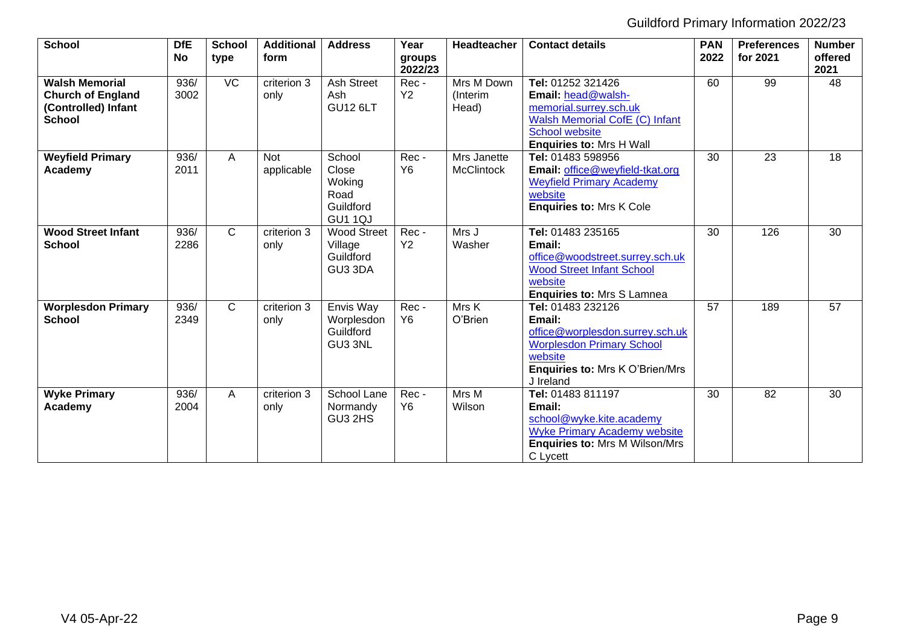| School | DfE No | School type | Additional form | Address | Year groups 2022/23 | Headteacher | Contact details | PAN 2022 | Preferences for 2021 | Number offered 2021 |
|---|---|---|---|---|---|---|---|---|---|---|
| **Walsh Memorial Church of England (Controlled) Infant School** | 936/ 3002 | VC | criterion 3 only | Ash Street Ash GU12 6LT | Rec - Y2 | Mrs M Down (Interim Head) | **Tel:** 01252 321426 **Email:** head@walsh-memorial.surrey.sch.uk Walsh Memorial CofE (C) Infant School website **Enquiries to:** Mrs H Wall | 60 | 99 | 48 |
| **Weyfield Primary Academy** | 936/ 2011 | A | Not applicable | School Close Woking Road Guildford GU1 1QJ | Rec - Y6 | Mrs Janette McClintock | **Tel:** 01483 598956 **Email:** office@weyfield-tkat.org Weyfield Primary Academy website **Enquiries to:** Mrs K Cole | 30 | 23 | 18 |
| **Wood Street Infant School** | 936/ 2286 | C | criterion 3 only | Wood Street Village Guildford GU3 3DA | Rec - Y2 | Mrs J Washer | **Tel:** 01483 235165 **Email:** office@woodstreet.surrey.sch.uk Wood Street Infant School website **Enquiries to:** Mrs S Lamnea | 30 | 126 | 30 |
| **Worplesdon Primary School** | 936/ 2349 | C | criterion 3 only | Envis Way Worplesdon Guildford GU3 3NL | Rec - Y6 | Mrs K O'Brien | **Tel:** 01483 232126 **Email:** office@worplesdon.surrey.sch.uk Worplesdon Primary School website **Enquiries to:** Mrs K O'Brien/Mrs J Ireland | 57 | 189 | 57 |
| **Wyke Primary Academy** | 936/ 2004 | A | criterion 3 only | School Lane Normandy GU3 2HS | Rec - Y6 | Mrs M Wilson | **Tel:** 01483 811197 **Email:** school@wyke.kite.academy Wyke Primary Academy website **Enquiries to:** Mrs M Wilson/Mrs C Lycett | 30 | 82 | 30 |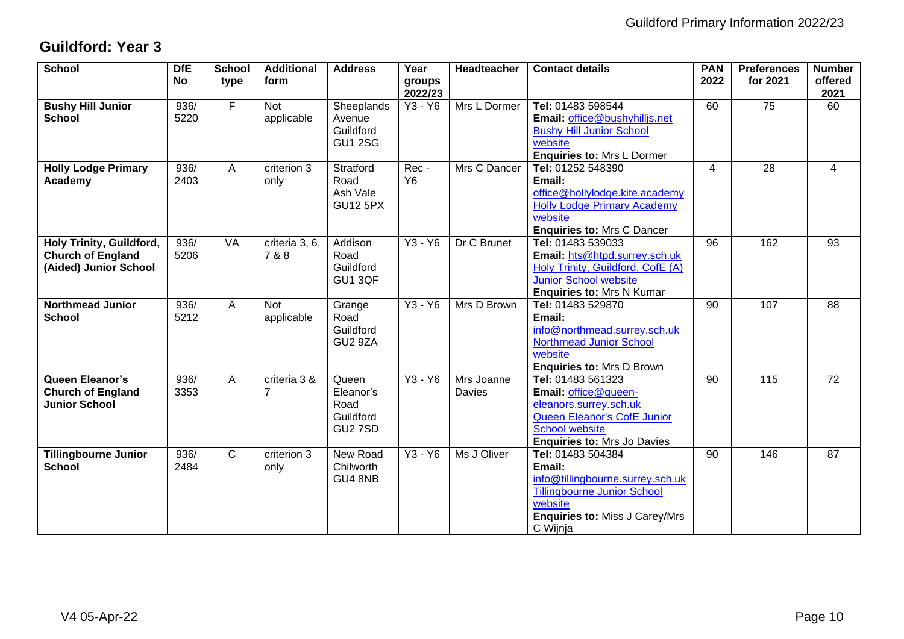## Guildford: Year 3

| School | DfE No | School type | Additional form | Address | Year groups 2022/23 | Headteacher | Contact details | PAN 2022 | Preferences for 2021 | Number offered 2021 |
|---|---|---|---|---|---|---|---|---|---|---|
| **Bushy Hill Junior School** | 936/ 5220 | F | Not applicable | Sheeplands Avenue Guildford GU1 2SG | Y3 - Y6 | Mrs L Dormer | **Tel:** 01483 598544 **Email:** office@bushyhilljs.net Bushy Hill Junior School website **Enquiries to:** Mrs L Dormer | 60 | 75 | 60 |
| **Holly Lodge Primary Academy** | 936/ 2403 | A | criterion 3 only | Stratford Road Ash Vale GU12 5PX | Rec - Y6 | Mrs C Dancer | **Tel:** 01252 548390 **Email:** office@hollylodge.kite.academy Holly Lodge Primary Academy website **Enquiries to:** Mrs C Dancer | 4 | 28 | 4 |
| **Holy Trinity, Guildford, Church of England (Aided) Junior School** | 936/ 5206 | VA | criteria 3, 6, 7 & 8 | Addison Road Guildford GU1 3QF | Y3 - Y6 | Dr C Brunet | **Tel:** 01483 539033 **Email:** hts@htpd.surrey.sch.uk Holy Trinity, Guildford, CofE (A) Junior School website **Enquiries to:** Mrs N Kumar | 96 | 162 | 93 |
| **Northmead Junior School** | 936/ 5212 | A | Not applicable | Grange Road Guildford GU2 9ZA | Y3 - Y6 | Mrs D Brown | **Tel:** 01483 529870 **Email:** info@northmead.surrey.sch.uk Northmead Junior School website **Enquiries to:** Mrs D Brown | 90 | 107 | 88 |
| **Queen Eleanor's Church of England Junior School** | 936/ 3353 | A | criteria 3 & 7 | Queen Eleanor's Road Guildford GU2 7SD | Y3 - Y6 | Mrs Joanne Davies | **Tel:** 01483 561323 **Email:** office@queen-eleanors.surrey.sch.uk Queen Eleanor's CofE Junior School website **Enquiries to:** Mrs Jo Davies | 90 | 115 | 72 |
| **Tillingbourne Junior School** | 936/ 2484 | C | criterion 3 only | New Road Chilworth GU4 8NB | Y3 - Y6 | Ms J Oliver | **Tel:** 01483 504384 **Email:** info@tillingbourne.surrey.sch.uk Tillingbourne Junior School website **Enquiries to:** Miss J Carey/Mrs C Wijnja | 90 | 146 | 87 |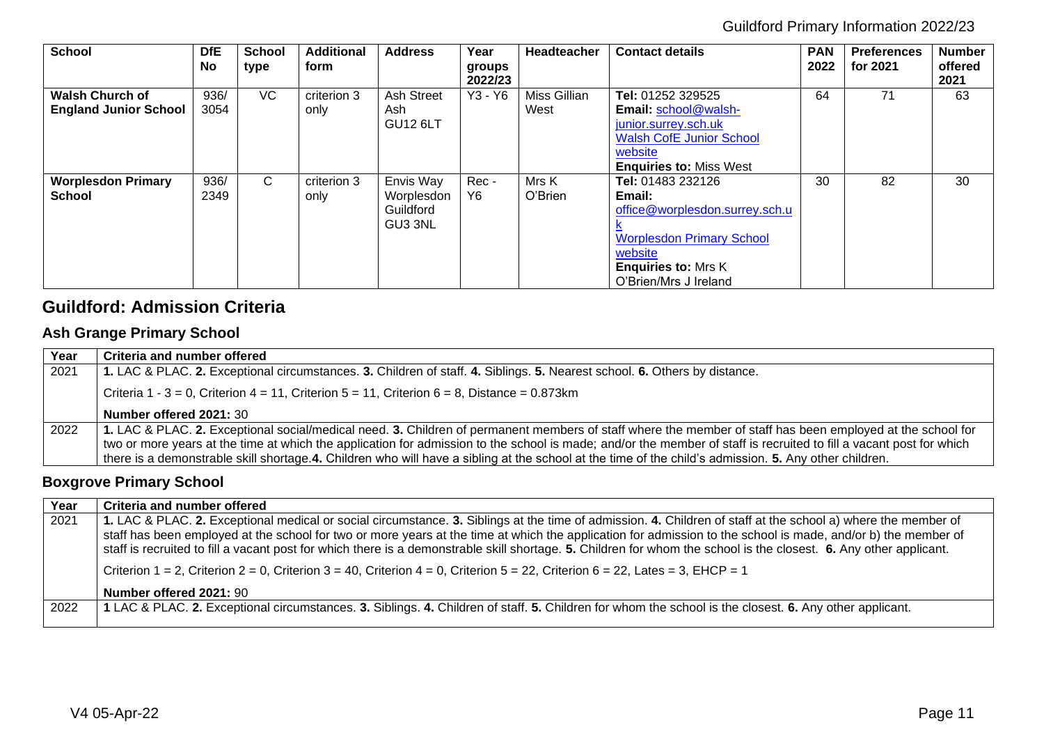| School | DfE No | School type | Additional form | Address | Year groups 2022/23 | Headteacher | Contact details | PAN 2022 | Preferences for 2021 | Number offered 2021 |
|---|---|---|---|---|---|---|---|---|---|---|
| **Walsh Church of England Junior School** | 936/ 3054 | VC | criterion 3 only | Ash Street Ash GU12 6LT | Y3 - Y6 | Miss Gillian West | **Tel:** 01252 329525 **Email:** school@walsh-junior.surrey.sch.uk Walsh CofE Junior School website **Enquiries to:** Miss West | 64 | 71 | 63 |
| **Worplesdon Primary School** | 936/ 2349 | C | criterion 3 only | Envis Way Worplesdon Guildford GU3 3NL | Rec - Y6 | Mrs K O'Brien | **Tel:** 01483 232126 **Email:** office@worplesdon.surrey.sch.uk Worplesdon Primary School website **Enquiries to:** Mrs K O'Brien/Mrs J Ireland | 30 | 82 | 30 |

## Guildford: Admission Criteria

### Ash Grange Primary School

| Year | Criteria and number offered |
|---|---|
| 2021 | **1.** LAC & PLAC. **2.** Exceptional circumstances. **3.** Children of staff. **4.** Siblings. **5.** Nearest school. **6.** Others by distance.<br><br>Criteria 1 - 3 = 0, Criterion 4 = 11, Criterion 5 = 11, Criterion 6 = 8, Distance = 0.873km<br><br>**Number offered 2021:** 30 |
| 2022 | **1.** LAC & PLAC. **2.** Exceptional social/medical need. **3.** Children of permanent members of staff where the member of staff has been employed at the school for two or more years at the time at which the application for admission to the school is made; and/or the member of staff is recruited to fill a vacant post for which there is a demonstrable skill shortage.**4.** Children who will have a sibling at the school at the time of the child's admission. **5.** Any other children. |

### Boxgrove Primary School

| Year | Criteria and number offered |
|---|---|
| 2021 | **1.** LAC & PLAC. **2.** Exceptional medical or social circumstance. **3.** Siblings at the time of admission. **4.** Children of staff at the school a) where the member of staff has been employed at the school for two or more years at the time at which the application for admission to the school is made, and/or b) the member of staff is recruited to fill a vacant post for which there is a demonstrable skill shortage. **5.** Children for whom the school is the closest. **6.** Any other applicant.<br><br>Criterion 1 = 2, Criterion 2 = 0, Criterion 3 = 40, Criterion 4 = 0, Criterion 5 = 22, Criterion 6 = 22, Lates = 3, EHCP = 1<br><br>**Number offered 2021:** 90 |
| 2022 | **1** LAC & PLAC. **2.** Exceptional circumstances. **3.** Siblings. **4.** Children of staff. **5.** Children for whom the school is the closest. **6.** Any other applicant. |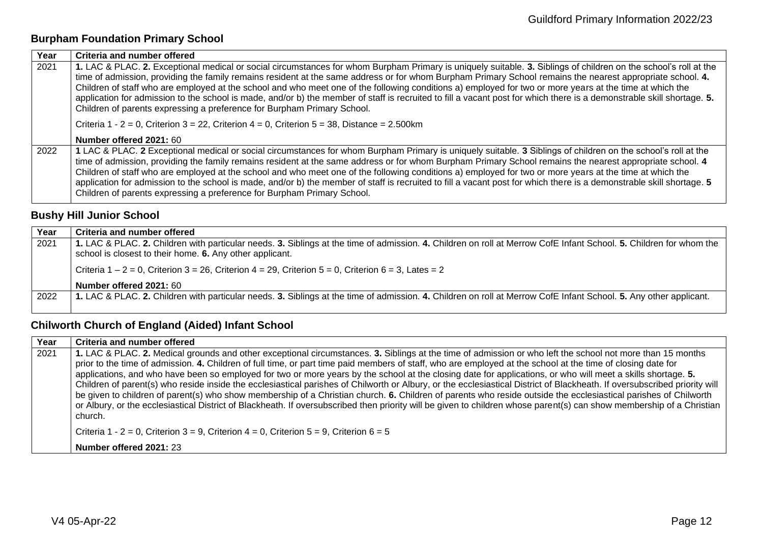## Burpham Foundation Primary School

| Year | Criteria and number offered |
|---|---|
| 2021 | **1.** LAC & PLAC. **2.** Exceptional medical or social circumstances for whom Burpham Primary is uniquely suitable. **3.** Siblings of children on the school's roll at the time of admission, providing the family remains resident at the same address or for whom Burpham Primary School remains the nearest appropriate school. **4.** Children of staff who are employed at the school and who meet one of the following conditions a) employed for two or more years at the time at which the application for admission to the school is made, and/or b) the member of staff is recruited to fill a vacant post for which there is a demonstrable skill shortage. **5.** Children of parents expressing a preference for Burpham Primary School.<br><br>Criteria 1 - 2 = 0, Criterion 3 = 22, Criterion 4 = 0, Criterion 5 = 38, Distance = 2.500km<br><br>**Number offered 2021:** 60 |
| 2022 | **1** LAC & PLAC. **2** Exceptional medical or social circumstances for whom Burpham Primary is uniquely suitable. **3** Siblings of children on the school's roll at the time of admission, providing the family remains resident at the same address or for whom Burpham Primary School remains the nearest appropriate school. **4** Children of staff who are employed at the school and who meet one of the following conditions a) employed for two or more years at the time at which the application for admission to the school is made, and/or b) the member of staff is recruited to fill a vacant post for which there is a demonstrable skill shortage. **5** Children of parents expressing a preference for Burpham Primary School. |

## Bushy Hill Junior School

| Year | Criteria and number offered |
|---|---|
| 2021 | **1.** LAC & PLAC. **2.** Children with particular needs. **3.** Siblings at the time of admission. **4.** Children on roll at Merrow CofE Infant School. **5.** Children for whom the school is closest to their home. **6.** Any other applicant.<br><br>Criteria 1 – 2 = 0, Criterion 3 = 26, Criterion 4 = 29, Criterion 5 = 0, Criterion 6 = 3, Lates = 2<br><br>**Number offered 2021:** 60 |
| 2022 | **1.** LAC & PLAC. **2.** Children with particular needs. **3.** Siblings at the time of admission. **4.** Children on roll at Merrow CofE Infant School. **5.** Any other applicant. |

## Chilworth Church of England (Aided) Infant School

| Year | Criteria and number offered |
|---|---|
| 2021 | **1.** LAC & PLAC. **2.** Medical grounds and other exceptional circumstances. **3.** Siblings at the time of admission or who left the school not more than 15 months prior to the time of admission. **4.** Children of full time, or part time paid members of staff, who are employed at the school at the time of closing date for applications, and who have been so employed for two or more years by the school at the closing date for applications, or who will meet a skills shortage. **5.** Children of parent(s) who reside inside the ecclesiastical parishes of Chilworth or Albury, or the ecclesiastical District of Blackheath. If oversubscribed priority will be given to children of parent(s) who show membership of a Christian church. **6.** Children of parents who reside outside the ecclesiastical parishes of Chilworth or Albury, or the ecclesiastical District of Blackheath. If oversubscribed then priority will be given to children whose parent(s) can show membership of a Christian church.<br><br>Criteria 1 - 2 = 0, Criterion 3 = 9, Criterion 4 = 0, Criterion 5 = 9, Criterion 6 = 5<br><br>**Number offered 2021:** 23 |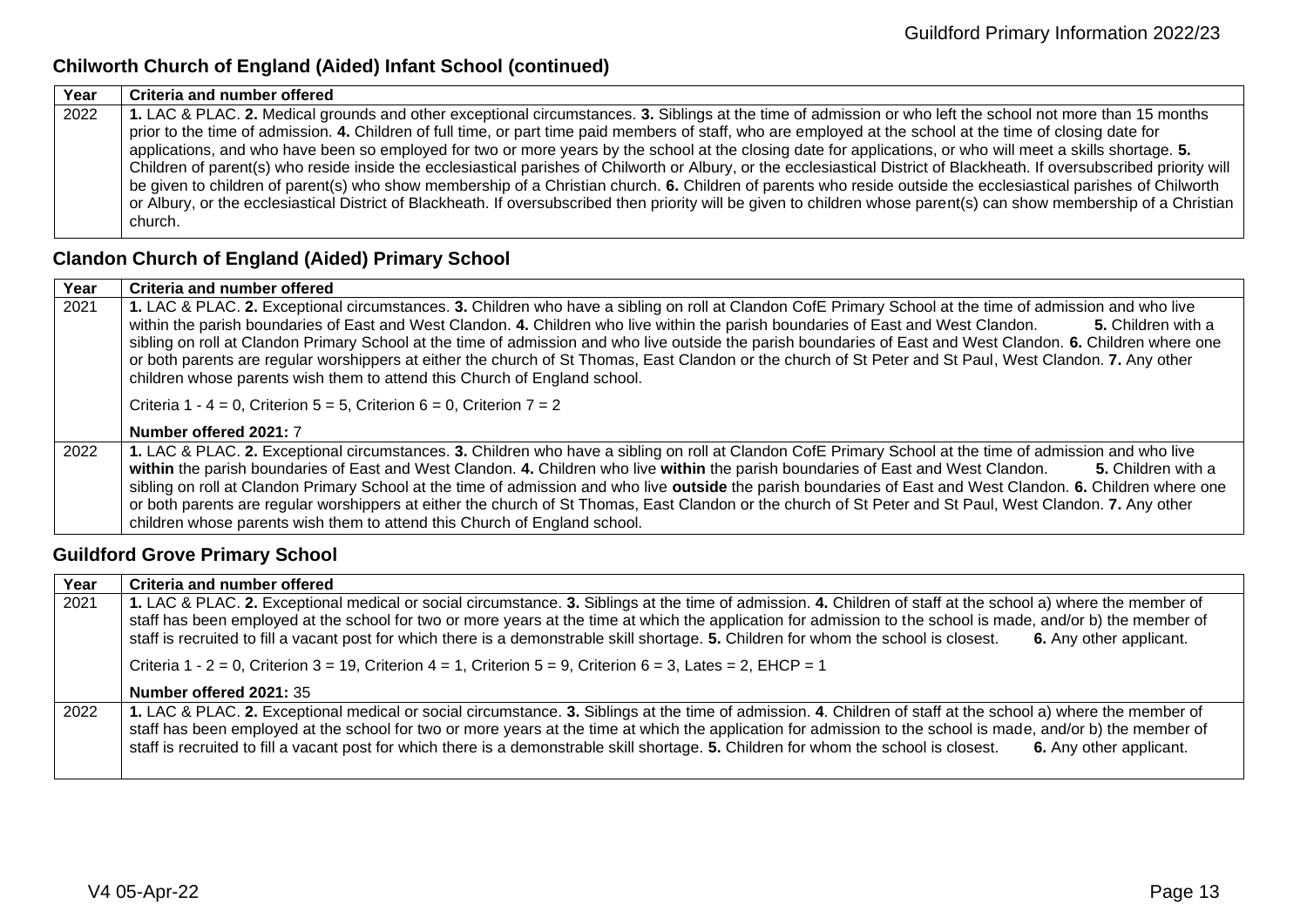## Chilworth Church of England (Aided) Infant School (continued)

| Year | Criteria and number offered |
|---|---|
| 2022 | **1.** LAC & PLAC. **2.** Medical grounds and other exceptional circumstances. **3.** Siblings at the time of admission or who left the school not more than 15 months prior to the time of admission. **4.** Children of full time, or part time paid members of staff, who are employed at the school at the time of closing date for applications, and who have been so employed for two or more years by the school at the closing date for applications, or who will meet a skills shortage. **5.** Children of parent(s) who reside inside the ecclesiastical parishes of Chilworth or Albury, or the ecclesiastical District of Blackheath. If oversubscribed priority will be given to children of parent(s) who show membership of a Christian church. **6.** Children of parents who reside outside the ecclesiastical parishes of Chilworth or Albury, or the ecclesiastical District of Blackheath. If oversubscribed then priority will be given to children whose parent(s) can show membership of a Christian church. |

## Clandon Church of England (Aided) Primary School

| Year | Criteria and number offered |
|---|---|
| 2021 | **1.** LAC & PLAC. **2.** Exceptional circumstances. **3.** Children who have a sibling on roll at Clandon CofE Primary School at the time of admission and who live within the parish boundaries of East and West Clandon. **4.** Children who live within the parish boundaries of East and West Clandon. **5.** Children with a sibling on roll at Clandon Primary School at the time of admission and who live outside the parish boundaries of East and West Clandon. **6.** Children where one or both parents are regular worshippers at either the church of St Thomas, East Clandon or the church of St Peter and St Paul, West Clandon. **7.** Any other children whose parents wish them to attend this Church of England school.<br><br>Criteria 1 - 4 = 0, Criterion 5 = 5, Criterion 6 = 0, Criterion 7 = 2<br><br>**Number offered 2021:** 7 |
| 2022 | **1.** LAC & PLAC. **2.** Exceptional circumstances. **3.** Children who have a sibling on roll at Clandon CofE Primary School at the time of admission and who live **within** the parish boundaries of East and West Clandon. **4.** Children who live **within** the parish boundaries of East and West Clandon. **5.** Children with a sibling on roll at Clandon Primary School at the time of admission and who live **outside** the parish boundaries of East and West Clandon. **6.** Children where one or both parents are regular worshippers at either the church of St Thomas, East Clandon or the church of St Peter and St Paul, West Clandon. **7.** Any other children whose parents wish them to attend this Church of England school. |

## Guildford Grove Primary School

| Year | Criteria and number offered |
|---|---|
| 2021 | **1.** LAC & PLAC. **2.** Exceptional medical or social circumstance. **3.** Siblings at the time of admission. **4.** Children of staff at the school a) where the member of staff has been employed at the school for two or more years at the time at which the application for admission to the school is made, and/or b) the member of staff is recruited to fill a vacant post for which there is a demonstrable skill shortage. **5.** Children for whom the school is closest. **6.** Any other applicant.<br><br>Criteria 1 - 2 = 0, Criterion 3 = 19, Criterion 4 = 1, Criterion 5 = 9, Criterion 6 = 3, Lates = 2, EHCP = 1<br><br>**Number offered 2021:** 35 |
| 2022 | **1.** LAC & PLAC. **2.** Exceptional medical or social circumstance. **3.** Siblings at the time of admission. **4**. Children of staff at the school a) where the member of staff has been employed at the school for two or more years at the time at which the application for admission to the school is made, and/or b) the member of staff is recruited to fill a vacant post for which there is a demonstrable skill shortage. **5.** Children for whom the school is closest. **6.** Any other applicant. |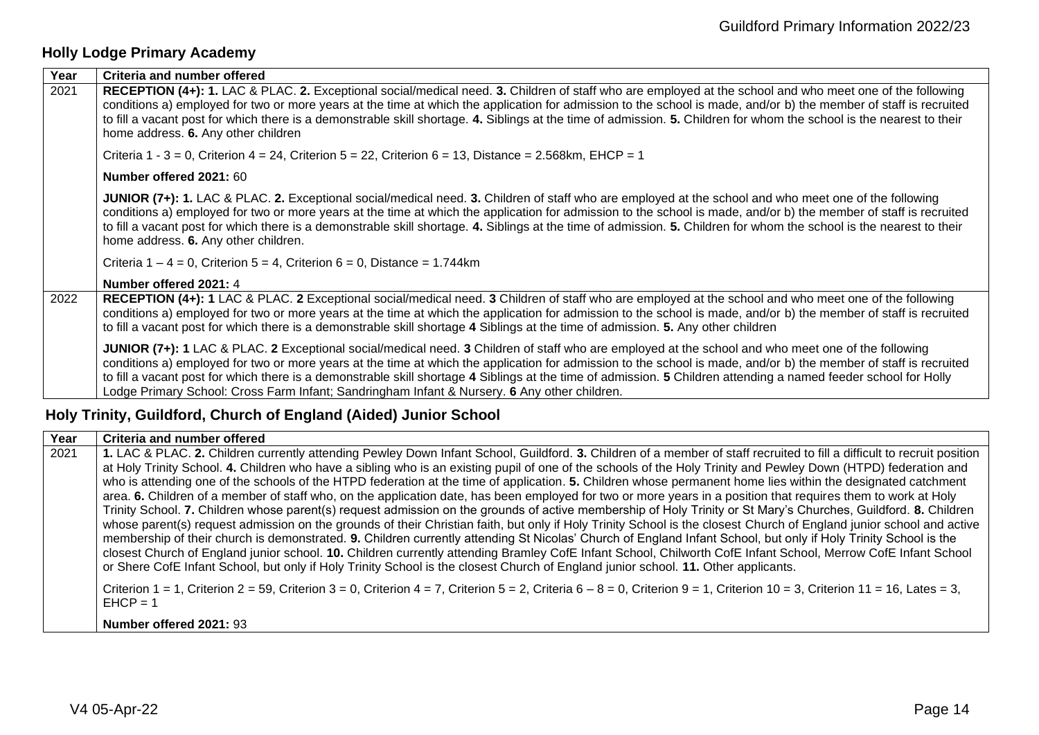## Holly Lodge Primary Academy

| Year | Criteria and number offered |
|---|---|
| 2021 | **RECEPTION (4+): 1.** LAC & PLAC. **2.** Exceptional social/medical need. **3.** Children of staff who are employed at the school and who meet one of the following conditions a) employed for two or more years at the time at which the application for admission to the school is made, and/or b) the member of staff is recruited to fill a vacant post for which there is a demonstrable skill shortage. **4.** Siblings at the time of admission. **5.** Children for whom the school is the nearest to their home address. **6.** Any other children<br><br>Criteria 1 - 3 = 0, Criterion 4 = 24, Criterion 5 = 22, Criterion 6 = 13, Distance = 2.568km, EHCP = 1<br><br>**Number offered 2021:** 60<br><br>**JUNIOR (7+): 1.** LAC & PLAC. **2.** Exceptional social/medical need. **3.** Children of staff who are employed at the school and who meet one of the following conditions a) employed for two or more years at the time at which the application for admission to the school is made, and/or b) the member of staff is recruited to fill a vacant post for which there is a demonstrable skill shortage. **4.** Siblings at the time of admission. **5.** Children for whom the school is the nearest to their home address. **6.** Any other children.<br><br>Criteria 1 – 4 = 0, Criterion 5 = 4, Criterion 6 = 0, Distance = 1.744km<br><br>**Number offered 2021:** 4 |
| 2022 | **RECEPTION (4+): 1** LAC & PLAC. **2** Exceptional social/medical need. **3** Children of staff who are employed at the school and who meet one of the following conditions a) employed for two or more years at the time at which the application for admission to the school is made, and/or b) the member of staff is recruited to fill a vacant post for which there is a demonstrable skill shortage **4** Siblings at the time of admission. **5.** Any other children<br><br>**JUNIOR (7+): 1** LAC & PLAC. **2** Exceptional social/medical need. **3** Children of staff who are employed at the school and who meet one of the following conditions a) employed for two or more years at the time at which the application for admission to the school is made, and/or b) the member of staff is recruited to fill a vacant post for which there is a demonstrable skill shortage **4** Siblings at the time of admission. **5** Children attending a named feeder school for Holly Lodge Primary School: Cross Farm Infant; Sandringham Infant & Nursery. **6** Any other children. |

## Holy Trinity, Guildford, Church of England (Aided) Junior School

| Year | Criteria and number offered |
|---|---|
| 2021 | **1.** LAC & PLAC. **2.** Children currently attending Pewley Down Infant School, Guildford. **3.** Children of a member of staff recruited to fill a difficult to recruit position at Holy Trinity School. **4.** Children who have a sibling who is an existing pupil of one of the schools of the Holy Trinity and Pewley Down (HTPD) federation and who is attending one of the schools of the HTPD federation at the time of application. **5.** Children whose permanent home lies within the designated catchment area. **6.** Children of a member of staff who, on the application date, has been employed for two or more years in a position that requires them to work at Holy Trinity School. **7.** Children whose parent(s) request admission on the grounds of active membership of Holy Trinity or St Mary's Churches, Guildford. **8.** Children whose parent(s) request admission on the grounds of their Christian faith, but only if Holy Trinity School is the closest Church of England junior school and active membership of their church is demonstrated. **9.** Children currently attending St Nicolas' Church of England Infant School, but only if Holy Trinity School is the closest Church of England junior school. **10.** Children currently attending Bramley CofE Infant School, Chilworth CofE Infant School, Merrow CofE Infant School or Shere CofE Infant School, but only if Holy Trinity School is the closest Church of England junior school. **11.** Other applicants.<br><br>Criterion 1 = 1, Criterion 2 = 59, Criterion 3 = 0, Criterion 4 = 7, Criterion 5 = 2, Criteria 6 – 8 = 0, Criterion 9 = 1, Criterion 10 = 3, Criterion 11 = 16, Lates = 3, EHCP = 1<br><br>**Number offered 2021:** 93 |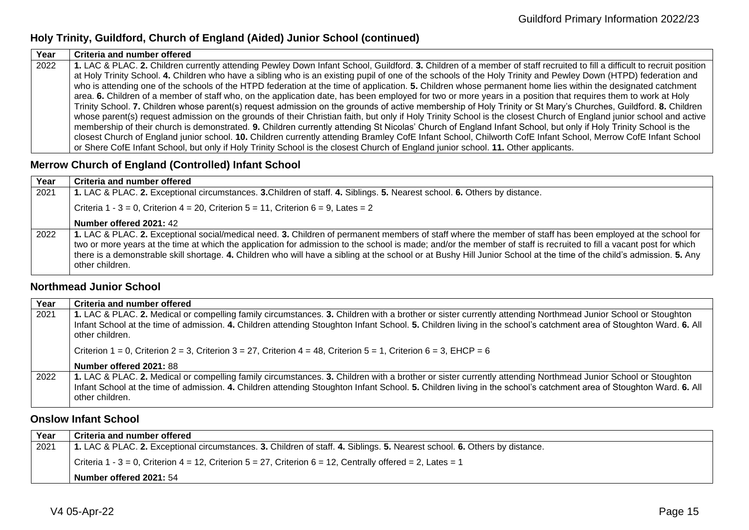## Holy Trinity, Guildford, Church of England (Aided) Junior School (continued)

| Year | Criteria and number offered |
| --- | --- |
| 2022 | **1.** LAC & PLAC. **2.** Children currently attending Pewley Down Infant School, Guildford. **3.** Children of a member of staff recruited to fill a difficult to recruit position at Holy Trinity School. **4.** Children who have a sibling who is an existing pupil of one of the schools of the Holy Trinity and Pewley Down (HTPD) federation and who is attending one of the schools of the HTPD federation at the time of application. **5.** Children whose permanent home lies within the designated catchment area. **6.** Children of a member of staff who, on the application date, has been employed for two or more years in a position that requires them to work at Holy Trinity School. **7.** Children whose parent(s) request admission on the grounds of active membership of Holy Trinity or St Mary's Churches, Guildford. **8.** Children whose parent(s) request admission on the grounds of their Christian faith, but only if Holy Trinity School is the closest Church of England junior school and active membership of their church is demonstrated. **9.** Children currently attending St Nicolas' Church of England Infant School, but only if Holy Trinity School is the closest Church of England junior school. **10.** Children currently attending Bramley CofE Infant School, Chilworth CofE Infant School, Merrow CofE Infant School or Shere CofE Infant School, but only if Holy Trinity School is the closest Church of England junior school. **11.** Other applicants. |

## Merrow Church of England (Controlled) Infant School

| Year | Criteria and number offered |
| --- | --- |
| 2021 | **1.** LAC & PLAC. **2.** Exceptional circumstances. **3.** Children of staff. **4.** Siblings. **5.** Nearest school. **6.** Others by distance.<br><br>Criteria 1 - 3 = 0, Criterion 4 = 20, Criterion 5 = 11, Criterion 6 = 9, Lates = 2<br><br>**Number offered 2021:** 42 |
| 2022 | **1.** LAC & PLAC. **2.** Exceptional social/medical need. **3.** Children of permanent members of staff where the member of staff has been employed at the school for two or more years at the time at which the application for admission to the school is made; and/or the member of staff is recruited to fill a vacant post for which there is a demonstrable skill shortage. **4.** Children who will have a sibling at the school or at Bushy Hill Junior School at the time of the child's admission. **5.** Any other children. |

## Northmead Junior School

| Year | Criteria and number offered |
| --- | --- |
| 2021 | **1.** LAC & PLAC. **2.** Medical or compelling family circumstances. **3.** Children with a brother or sister currently attending Northmead Junior School or Stoughton Infant School at the time of admission. **4.** Children attending Stoughton Infant School. **5.** Children living in the school's catchment area of Stoughton Ward. **6.** All other children.<br><br>Criterion 1 = 0, Criterion 2 = 3, Criterion 3 = 27, Criterion 4 = 48, Criterion 5 = 1, Criterion 6 = 3, EHCP = 6<br><br>**Number offered 2021:** 88 |
| 2022 | **1.** LAC & PLAC. **2.** Medical or compelling family circumstances. **3.** Children with a brother or sister currently attending Northmead Junior School or Stoughton Infant School at the time of admission. **4.** Children attending Stoughton Infant School. **5.** Children living in the school's catchment area of Stoughton Ward. **6.** All other children. |

## Onslow Infant School

| Year | Criteria and number offered |
| --- | --- |
| 2021 | **1.** LAC & PLAC. **2.** Exceptional circumstances. **3.** Children of staff. **4.** Siblings. **5.** Nearest school. **6.** Others by distance.<br><br>Criteria 1 - 3 = 0, Criterion 4 = 12, Criterion 5 = 27, Criterion 6 = 12, Centrally offered = 2, Lates = 1<br><br>**Number offered 2021:** 54 |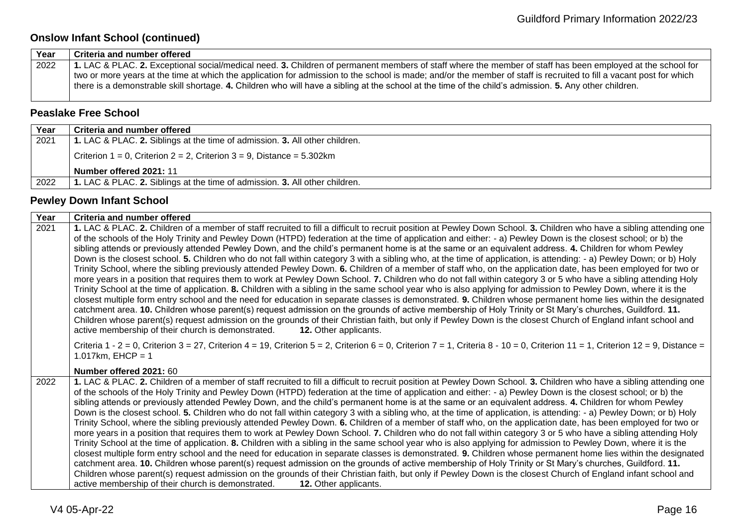### Onslow Infant School (continued)

| Year | Criteria and number offered |
|---|---|
| 2022 | **1.** LAC & PLAC. **2.** Exceptional social/medical need. **3.** Children of permanent members of staff where the member of staff has been employed at the school for two or more years at the time at which the application for admission to the school is made; and/or the member of staff is recruited to fill a vacant post for which there is a demonstrable skill shortage. **4.** Children who will have a sibling at the school at the time of the child's admission. **5.** Any other children. |

### Peaslake Free School

| Year | Criteria and number offered |
|---|---|
| 2021 | **1.** LAC & PLAC. **2.** Siblings at the time of admission. **3.** All other children.<br><br>Criterion 1 = 0, Criterion 2 = 2, Criterion 3 = 9, Distance = 5.302km<br><br>**Number offered 2021:** 11 |
| 2022 | **1.** LAC & PLAC. **2.** Siblings at the time of admission. **3.** All other children. |

### Pewley Down Infant School

| Year | Criteria and number offered |
|---|---|
| 2021 | **1.** LAC & PLAC. **2.** Children of a member of staff recruited to fill a difficult to recruit position at Pewley Down School. **3.** Children who have a sibling attending one of the schools of the Holy Trinity and Pewley Down (HTPD) federation at the time of application and either: - a) Pewley Down is the closest school; or b) the sibling attends or previously attended Pewley Down, and the child's permanent home is at the same or an equivalent address. **4.** Children for whom Pewley Down is the closest school. **5.** Children who do not fall within category 3 with a sibling who, at the time of application, is attending: - a) Pewley Down; or b) Holy Trinity School, where the sibling previously attended Pewley Down. **6.** Children of a member of staff who, on the application date, has been employed for two or more years in a position that requires them to work at Pewley Down School. **7.** Children who do not fall within category 3 or 5 who have a sibling attending Holy Trinity School at the time of application. **8.** Children with a sibling in the same school year who is also applying for admission to Pewley Down, where it is the closest multiple form entry school and the need for education in separate classes is demonstrated. **9.** Children whose permanent home lies within the designated catchment area. **10.** Children whose parent(s) request admission on the grounds of active membership of Holy Trinity or St Mary's churches, Guildford. **11.** Children whose parent(s) request admission on the grounds of their Christian faith, but only if Pewley Down is the closest Church of England infant school and active membership of their church is demonstrated. **12.** Other applicants.<br><br>Criteria 1 - 2 = 0, Criterion 3 = 27, Criterion 4 = 19, Criterion 5 = 2, Criterion 6 = 0, Criterion 7 = 1, Criteria 8 - 10 = 0, Criterion 11 = 1, Criterion 12 = 9, Distance = 1.017km, EHCP = 1<br><br>**Number offered 2021:** 60 |
| 2022 | **1.** LAC & PLAC. **2.** Children of a member of staff recruited to fill a difficult to recruit position at Pewley Down School. **3.** Children who have a sibling attending one of the schools of the Holy Trinity and Pewley Down (HTPD) federation at the time of application and either: - a) Pewley Down is the closest school; or b) the sibling attends or previously attended Pewley Down, and the child's permanent home is at the same or an equivalent address. **4.** Children for whom Pewley Down is the closest school. **5.** Children who do not fall within category 3 with a sibling who, at the time of application, is attending: - a) Pewley Down; or b) Holy Trinity School, where the sibling previously attended Pewley Down. **6.** Children of a member of staff who, on the application date, has been employed for two or more years in a position that requires them to work at Pewley Down School. **7.** Children who do not fall within category 3 or 5 who have a sibling attending Holy Trinity School at the time of application. **8.** Children with a sibling in the same school year who is also applying for admission to Pewley Down, where it is the closest multiple form entry school and the need for education in separate classes is demonstrated. **9.** Children whose permanent home lies within the designated catchment area. **10.** Children whose parent(s) request admission on the grounds of active membership of Holy Trinity or St Mary's churches, Guildford. **11.** Children whose parent(s) request admission on the grounds of their Christian faith, but only if Pewley Down is the closest Church of England infant school and active membership of their church is demonstrated. **12.** Other applicants. |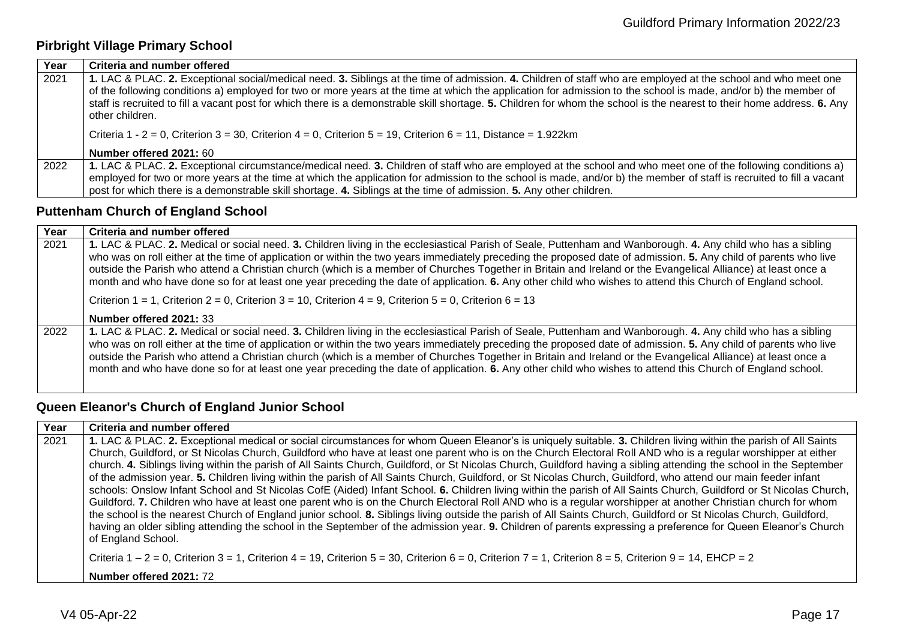## Pirbright Village Primary School

| Year | Criteria and number offered |
|---|---|
| 2021 | **1.** LAC & PLAC. **2.** Exceptional social/medical need. **3.** Siblings at the time of admission. **4.** Children of staff who are employed at the school and who meet one of the following conditions a) employed for two or more years at the time at which the application for admission to the school is made, and/or b) the member of staff is recruited to fill a vacant post for which there is a demonstrable skill shortage. **5.** Children for whom the school is the nearest to their home address. **6.** Any other children.<br><br>Criteria 1 - 2 = 0, Criterion 3 = 30, Criterion 4 = 0, Criterion 5 = 19, Criterion 6 = 11, Distance = 1.922km<br><br>**Number offered 2021:** 60 |
| 2022 | **1.** LAC & PLAC. **2.** Exceptional circumstance/medical need. **3.** Children of staff who are employed at the school and who meet one of the following conditions a) employed for two or more years at the time at which the application for admission to the school is made, and/or b) the member of staff is recruited to fill a vacant post for which there is a demonstrable skill shortage. **4.** Siblings at the time of admission. **5.** Any other children. |

## Puttenham Church of England School

| Year | Criteria and number offered |
|---|---|
| 2021 | **1.** LAC & PLAC. **2.** Medical or social need. **3.** Children living in the ecclesiastical Parish of Seale, Puttenham and Wanborough. **4.** Any child who has a sibling who was on roll either at the time of application or within the two years immediately preceding the proposed date of admission. **5.** Any child of parents who live outside the Parish who attend a Christian church (which is a member of Churches Together in Britain and Ireland or the Evangelical Alliance) at least once a month and who have done so for at least one year preceding the date of application. **6.** Any other child who wishes to attend this Church of England school.<br><br>Criterion 1 = 1, Criterion 2 = 0, Criterion 3 = 10, Criterion 4 = 9, Criterion 5 = 0, Criterion 6 = 13<br><br>**Number offered 2021:** 33 |
| 2022 | **1.** LAC & PLAC. **2.** Medical or social need. **3.** Children living in the ecclesiastical Parish of Seale, Puttenham and Wanborough. **4.** Any child who has a sibling who was on roll either at the time of application or within the two years immediately preceding the proposed date of admission. **5.** Any child of parents who live outside the Parish who attend a Christian church (which is a member of Churches Together in Britain and Ireland or the Evangelical Alliance) at least once a month and who have done so for at least one year preceding the date of application. **6.** Any other child who wishes to attend this Church of England school. |

## Queen Eleanor's Church of England Junior School

| Year | Criteria and number offered |
|---|---|
| 2021 | **1.** LAC & PLAC. **2.** Exceptional medical or social circumstances for whom Queen Eleanor's is uniquely suitable. **3.** Children living within the parish of All Saints Church, Guildford, or St Nicolas Church, Guildford who have at least one parent who is on the Church Electoral Roll AND who is a regular worshipper at either church. **4.** Siblings living within the parish of All Saints Church, Guildford, or St Nicolas Church, Guildford having a sibling attending the school in the September of the admission year. **5.** Children living within the parish of All Saints Church, Guildford, or St Nicolas Church, Guildford, who attend our main feeder infant schools: Onslow Infant School and St Nicolas CofE (Aided) Infant School. **6.** Children living within the parish of All Saints Church, Guildford or St Nicolas Church, Guildford. **7.** Children who have at least one parent who is on the Church Electoral Roll AND who is a regular worshipper at another Christian church for whom the school is the nearest Church of England junior school. **8.** Siblings living outside the parish of All Saints Church, Guildford or St Nicolas Church, Guildford, having an older sibling attending the school in the September of the admission year. **9.** Children of parents expressing a preference for Queen Eleanor's Church of England School.<br><br>Criteria 1 – 2 = 0, Criterion 3 = 1, Criterion 4 = 19, Criterion 5 = 30, Criterion 6 = 0, Criterion 7 = 1, Criterion 8 = 5, Criterion 9 = 14, EHCP = 2<br><br>**Number offered 2021:** 72 |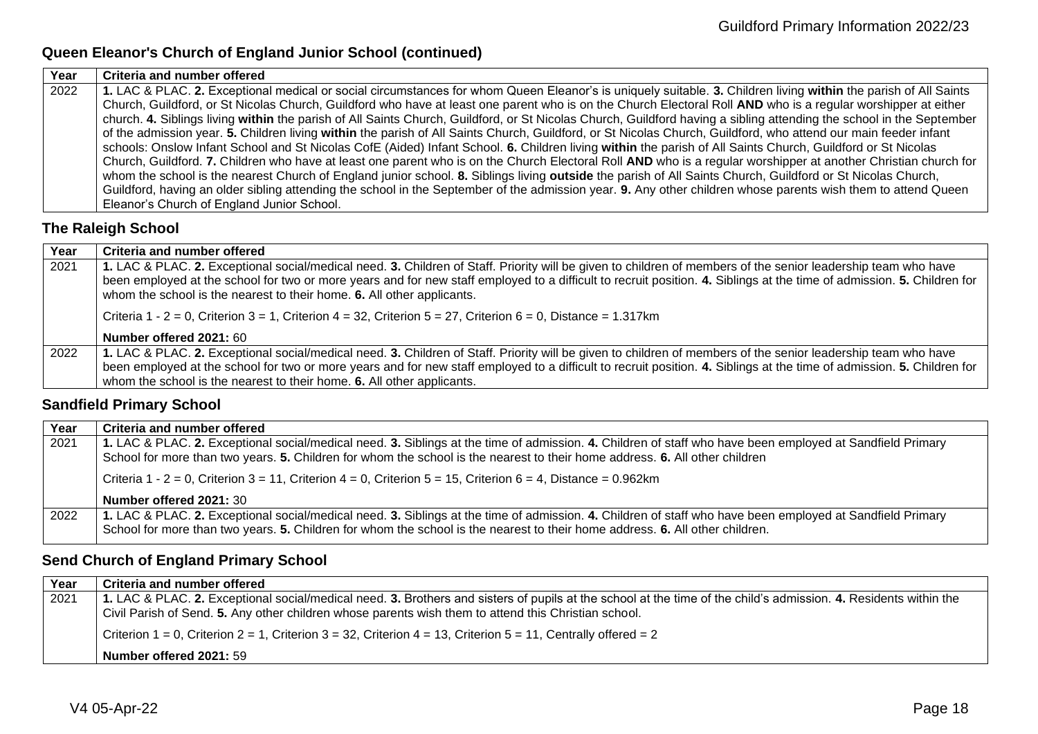## Queen Eleanor's Church of England Junior School (continued)

| Year | Criteria and number offered |
|---|---|
| 2022 | **1.** LAC & PLAC. **2.** Exceptional medical or social circumstances for whom Queen Eleanor's is uniquely suitable. **3.** Children living **within** the parish of All Saints Church, Guildford, or St Nicolas Church, Guildford who have at least one parent who is on the Church Electoral Roll **AND** who is a regular worshipper at either church. **4.** Siblings living **within** the parish of All Saints Church, Guildford, or St Nicolas Church, Guildford having a sibling attending the school in the September of the admission year. **5.** Children living **within** the parish of All Saints Church, Guildford, or St Nicolas Church, Guildford, who attend our main feeder infant schools: Onslow Infant School and St Nicolas CofE (Aided) Infant School. **6.** Children living **within** the parish of All Saints Church, Guildford or St Nicolas Church, Guildford. **7.** Children who have at least one parent who is on the Church Electoral Roll **AND** who is a regular worshipper at another Christian church for whom the school is the nearest Church of England junior school. **8.** Siblings living **outside** the parish of All Saints Church, Guildford or St Nicolas Church, Guildford, having an older sibling attending the school in the September of the admission year. **9.** Any other children whose parents wish them to attend Queen Eleanor's Church of England Junior School. |

## The Raleigh School

| Year | Criteria and number offered |
|---|---|
| 2021 | **1.** LAC & PLAC. **2.** Exceptional social/medical need. **3.** Children of Staff. Priority will be given to children of members of the senior leadership team who have been employed at the school for two or more years and for new staff employed to a difficult to recruit position. **4.** Siblings at the time of admission. **5.** Children for whom the school is the nearest to their home. **6.** All other applicants.<br><br>Criteria 1 - 2 = 0, Criterion 3 = 1, Criterion 4 = 32, Criterion 5 = 27, Criterion 6 = 0, Distance = 1.317km<br><br>**Number offered 2021:** 60 |
| 2022 | **1.** LAC & PLAC. **2.** Exceptional social/medical need. **3.** Children of Staff. Priority will be given to children of members of the senior leadership team who have been employed at the school for two or more years and for new staff employed to a difficult to recruit position. **4.** Siblings at the time of admission. **5.** Children for whom the school is the nearest to their home. **6.** All other applicants. |

## Sandfield Primary School

| Year | Criteria and number offered |
|---|---|
| 2021 | **1.** LAC & PLAC. **2.** Exceptional social/medical need. **3.** Siblings at the time of admission. **4.** Children of staff who have been employed at Sandfield Primary School for more than two years. **5.** Children for whom the school is the nearest to their home address. **6.** All other children<br><br>Criteria 1 - 2 = 0, Criterion 3 = 11, Criterion 4 = 0, Criterion 5 = 15, Criterion 6 = 4, Distance = 0.962km<br><br>**Number offered 2021:** 30 |
| 2022 | **1.** LAC & PLAC. **2.** Exceptional social/medical need. **3.** Siblings at the time of admission. **4.** Children of staff who have been employed at Sandfield Primary School for more than two years. **5.** Children for whom the school is the nearest to their home address. **6.** All other children. |

## Send Church of England Primary School

| Year | Criteria and number offered |
|---|---|
| 2021 | **1.** LAC & PLAC. **2.** Exceptional social/medical need. **3.** Brothers and sisters of pupils at the school at the time of the child's admission. **4.** Residents within the Civil Parish of Send. **5.** Any other children whose parents wish them to attend this Christian school.<br><br>Criterion 1 = 0, Criterion 2 = 1, Criterion 3 = 32, Criterion 4 = 13, Criterion 5 = 11, Centrally offered = 2<br><br>**Number offered 2021:** 59 |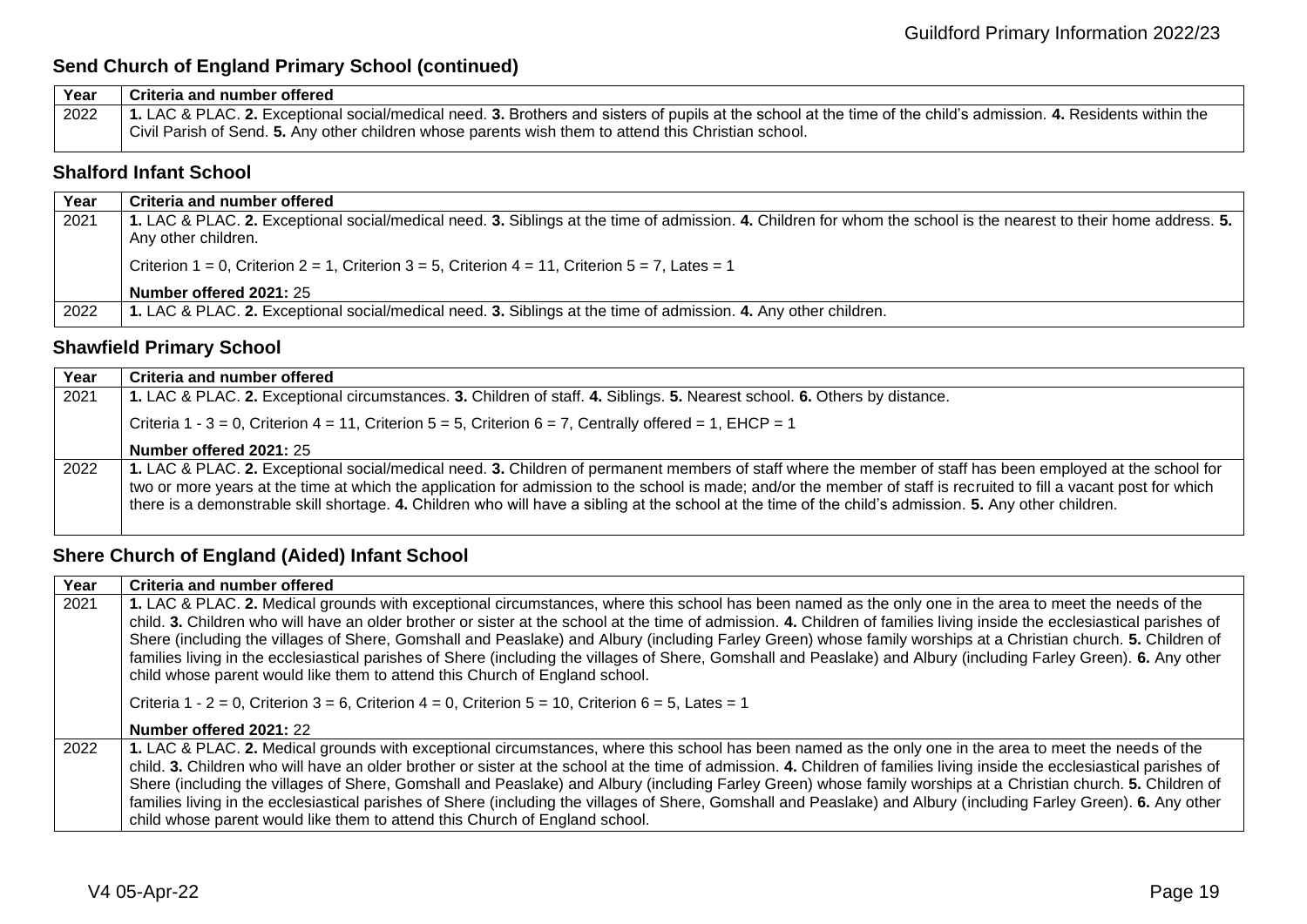### Send Church of England Primary School (continued)

| Year | Criteria and number offered |
|---|---|
| 2022 | **1.** LAC & PLAC. **2.** Exceptional social/medical need. **3.** Brothers and sisters of pupils at the school at the time of the child's admission. **4.** Residents within the Civil Parish of Send. **5.** Any other children whose parents wish them to attend this Christian school. |

### Shalford Infant School

| Year | Criteria and number offered |
|---|---|
| 2021 | **1.** LAC & PLAC. **2.** Exceptional social/medical need. **3.** Siblings at the time of admission. **4.** Children for whom the school is the nearest to their home address. **5.** Any other children.<br><br>Criterion 1 = 0, Criterion 2 = 1, Criterion 3 = 5, Criterion 4 = 11, Criterion 5 = 7, Lates = 1<br><br>**Number offered 2021:** 25 |
| 2022 | **1.** LAC & PLAC. **2.** Exceptional social/medical need. **3.** Siblings at the time of admission. **4.** Any other children. |

### Shawfield Primary School

| Year | Criteria and number offered |
|---|---|
| 2021 | **1.** LAC & PLAC. **2.** Exceptional circumstances. **3.** Children of staff. **4.** Siblings. **5.** Nearest school. **6.** Others by distance.<br><br>Criteria 1 - 3 = 0, Criterion 4 = 11, Criterion 5 = 5, Criterion 6 = 7, Centrally offered = 1, EHCP = 1<br><br>**Number offered 2021:** 25 |
| 2022 | **1.** LAC & PLAC. **2.** Exceptional social/medical need. **3.** Children of permanent members of staff where the member of staff has been employed at the school for two or more years at the time at which the application for admission to the school is made; and/or the member of staff is recruited to fill a vacant post for which there is a demonstrable skill shortage. **4.** Children who will have a sibling at the school at the time of the child's admission. **5.** Any other children. |

### Shere Church of England (Aided) Infant School

| Year | Criteria and number offered |
|---|---|
| 2021 | **1.** LAC & PLAC. **2.** Medical grounds with exceptional circumstances, where this school has been named as the only one in the area to meet the needs of the child. **3.** Children who will have an older brother or sister at the school at the time of admission. **4.** Children of families living inside the ecclesiastical parishes of Shere (including the villages of Shere, Gomshall and Peaslake) and Albury (including Farley Green) whose family worships at a Christian church. **5.** Children of families living in the ecclesiastical parishes of Shere (including the villages of Shere, Gomshall and Peaslake) and Albury (including Farley Green). **6.** Any other child whose parent would like them to attend this Church of England school.<br><br>Criteria 1 - 2 = 0, Criterion 3 = 6, Criterion 4 = 0, Criterion 5 = 10, Criterion 6 = 5, Lates = 1<br><br>**Number offered 2021:** 22 |
| 2022 | **1.** LAC & PLAC. **2.** Medical grounds with exceptional circumstances, where this school has been named as the only one in the area to meet the needs of the child. **3.** Children who will have an older brother or sister at the school at the time of admission. **4.** Children of families living inside the ecclesiastical parishes of Shere (including the villages of Shere, Gomshall and Peaslake) and Albury (including Farley Green) whose family worships at a Christian church. **5.** Children of families living in the ecclesiastical parishes of Shere (including the villages of Shere, Gomshall and Peaslake) and Albury (including Farley Green). **6.** Any other child whose parent would like them to attend this Church of England school. |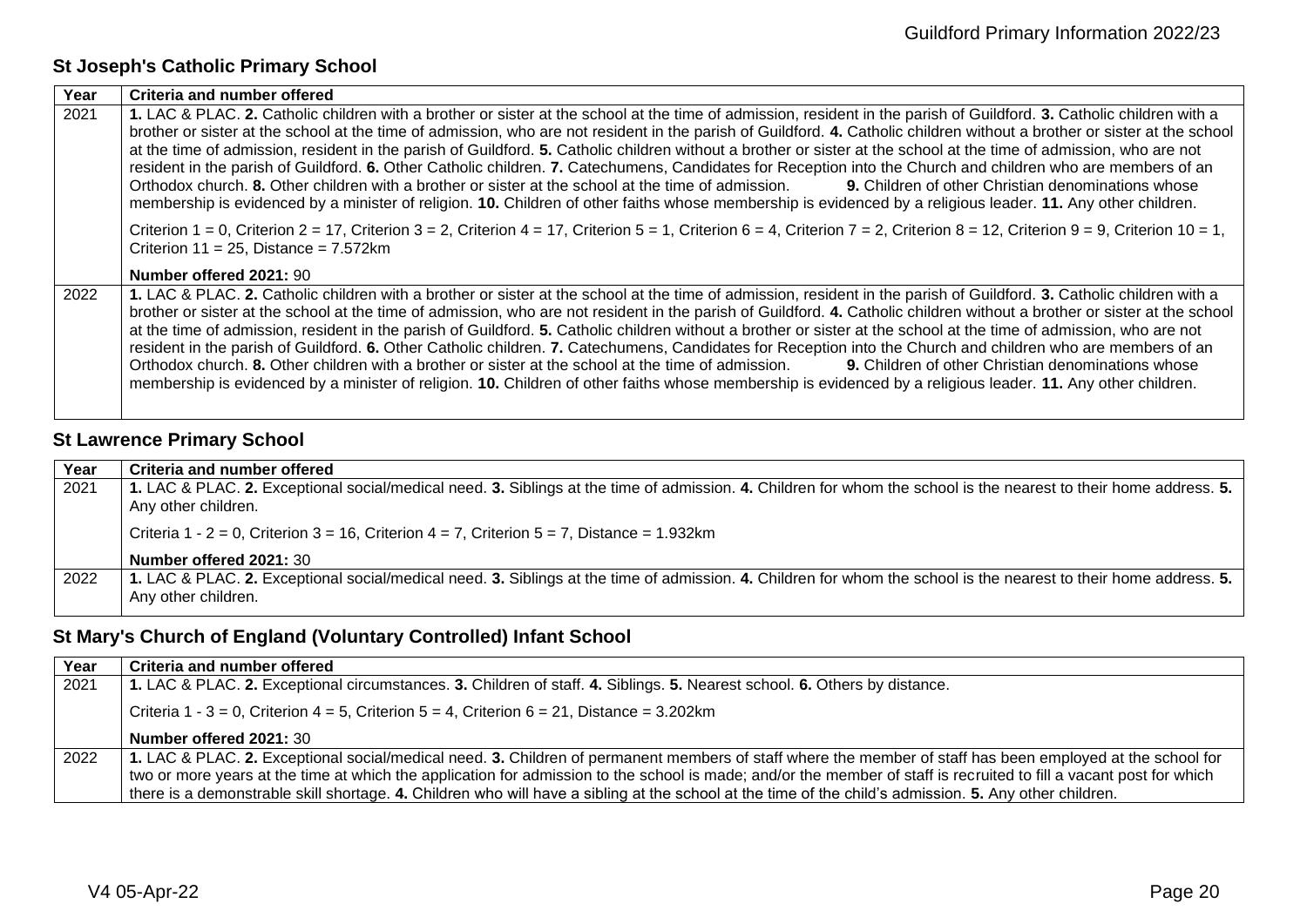### St Joseph's Catholic Primary School

| Year | Criteria and number offered |
|---|---|
| 2021 | **1.** LAC & PLAC. **2.** Catholic children with a brother or sister at the school at the time of admission, resident in the parish of Guildford. **3.** Catholic children with a brother or sister at the school at the time of admission, who are not resident in the parish of Guildford. **4.** Catholic children without a brother or sister at the school at the time of admission, resident in the parish of Guildford. **5.** Catholic children without a brother or sister at the school at the time of admission, who are not resident in the parish of Guildford. **6.** Other Catholic children. **7.** Catechumens, Candidates for Reception into the Church and children who are members of an Orthodox church. **8.** Other children with a brother or sister at the school at the time of admission. **9.** Children of other Christian denominations whose membership is evidenced by a minister of religion. **10.** Children of other faiths whose membership is evidenced by a religious leader. **11.** Any other children.<br><br>Criterion 1 = 0, Criterion 2 = 17, Criterion 3 = 2, Criterion 4 = 17, Criterion 5 = 1, Criterion 6 = 4, Criterion 7 = 2, Criterion 8 = 12, Criterion 9 = 9, Criterion 10 = 1, Criterion 11 = 25, Distance = 7.572km<br><br>**Number offered 2021:** 90 |
| 2022 | **1.** LAC & PLAC. **2.** Catholic children with a brother or sister at the school at the time of admission, resident in the parish of Guildford. **3.** Catholic children with a brother or sister at the school at the time of admission, who are not resident in the parish of Guildford. **4.** Catholic children without a brother or sister at the school at the time of admission, resident in the parish of Guildford. **5.** Catholic children without a brother or sister at the school at the time of admission, who are not resident in the parish of Guildford. **6.** Other Catholic children. **7.** Catechumens, Candidates for Reception into the Church and children who are members of an Orthodox church. **8.** Other children with a brother or sister at the school at the time of admission. **9.** Children of other Christian denominations whose membership is evidenced by a minister of religion. **10.** Children of other faiths whose membership is evidenced by a religious leader. **11.** Any other children. |

### St Lawrence Primary School

| Year | Criteria and number offered |
|---|---|
| 2021 | **1.** LAC & PLAC. **2.** Exceptional social/medical need. **3.** Siblings at the time of admission. **4.** Children for whom the school is the nearest to their home address. **5.** Any other children.<br><br>Criteria 1 - 2 = 0, Criterion 3 = 16, Criterion 4 = 7, Criterion 5 = 7, Distance = 1.932km<br><br>**Number offered 2021:** 30 |
| 2022 | **1.** LAC & PLAC. **2.** Exceptional social/medical need. **3.** Siblings at the time of admission. **4.** Children for whom the school is the nearest to their home address. **5.** Any other children. |

### St Mary's Church of England (Voluntary Controlled) Infant School

| Year | Criteria and number offered |
|---|---|
| 2021 | **1.** LAC & PLAC. **2.** Exceptional circumstances. **3.** Children of staff. **4.** Siblings. **5.** Nearest school. **6.** Others by distance.<br><br>Criteria 1 - 3 = 0, Criterion 4 = 5, Criterion 5 = 4, Criterion 6 = 21, Distance = 3.202km<br><br>**Number offered 2021:** 30 |
| 2022 | **1.** LAC & PLAC. **2.** Exceptional social/medical need. **3.** Children of permanent members of staff where the member of staff has been employed at the school for two or more years at the time at which the application for admission to the school is made; and/or the member of staff is recruited to fill a vacant post for which there is a demonstrable skill shortage. **4.** Children who will have a sibling at the school at the time of the child's admission. **5.** Any other children. |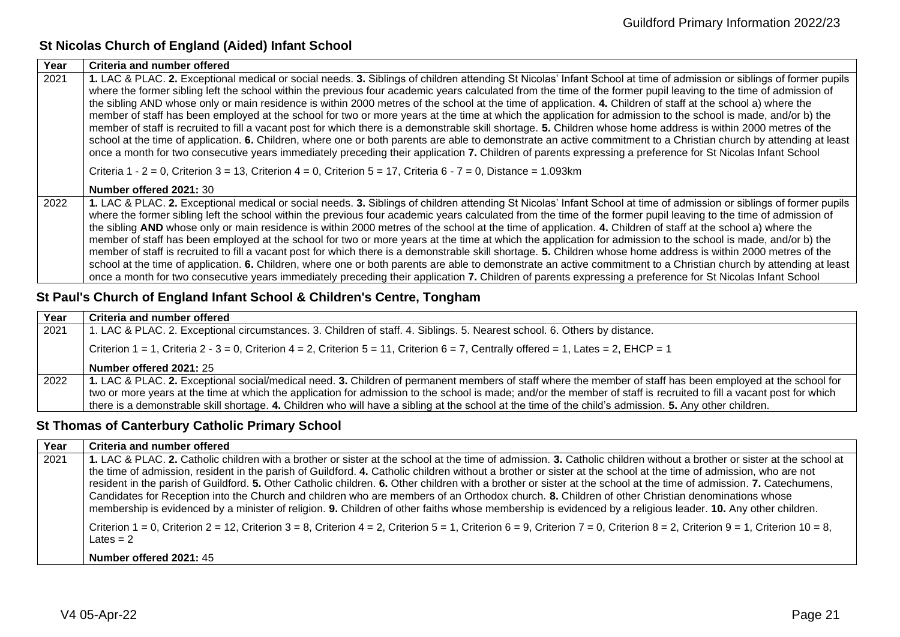## St Nicolas Church of England (Aided) Infant School

| Year | Criteria and number offered |
| --- | --- |
| 2021 | **1.** LAC & PLAC. **2.** Exceptional medical or social needs. **3.** Siblings of children attending St Nicolas' Infant School at time of admission or siblings of former pupils where the former sibling left the school within the previous four academic years calculated from the time of the former pupil leaving to the time of admission of the sibling AND whose only or main residence is within 2000 metres of the school at the time of application. **4.** Children of staff at the school a) where the member of staff has been employed at the school for two or more years at the time at which the application for admission to the school is made, and/or b) the member of staff is recruited to fill a vacant post for which there is a demonstrable skill shortage. **5.** Children whose home address is within 2000 metres of the school at the time of application. **6.** Children, where one or both parents are able to demonstrate an active commitment to a Christian church by attending at least once a month for two consecutive years immediately preceding their application **7.** Children of parents expressing a preference for St Nicolas Infant School<br><br>Criteria 1 - 2 = 0, Criterion 3 = 13, Criterion 4 = 0, Criterion 5 = 17, Criteria 6 - 7 = 0, Distance = 1.093km<br><br>**Number offered 2021:** 30 |
| 2022 | **1.** LAC & PLAC. **2.** Exceptional medical or social needs. **3.** Siblings of children attending St Nicolas' Infant School at time of admission or siblings of former pupils where the former sibling left the school within the previous four academic years calculated from the time of the former pupil leaving to the time of admission of the sibling **AND** whose only or main residence is within 2000 metres of the school at the time of application. **4.** Children of staff at the school a) where the member of staff has been employed at the school for two or more years at the time at which the application for admission to the school is made, and/or b) the member of staff is recruited to fill a vacant post for which there is a demonstrable skill shortage. **5.** Children whose home address is within 2000 metres of the school at the time of application. **6.** Children, where one or both parents are able to demonstrate an active commitment to a Christian church by attending at least once a month for two consecutive years immediately preceding their application **7.** Children of parents expressing a preference for St Nicolas Infant School |

## St Paul's Church of England Infant School & Children's Centre, Tongham

| Year | Criteria and number offered |
| --- | --- |
| 2021 | 1. LAC & PLAC. 2. Exceptional circumstances. 3. Children of staff. 4. Siblings. 5. Nearest school. 6. Others by distance.<br><br>Criterion 1 = 1, Criteria 2 - 3 = 0, Criterion 4 = 2, Criterion 5 = 11, Criterion 6 = 7, Centrally offered = 1, Lates = 2, EHCP = 1<br><br>**Number offered 2021:** 25 |
| 2022 | **1.** LAC & PLAC. **2.** Exceptional social/medical need. **3.** Children of permanent members of staff where the member of staff has been employed at the school for two or more years at the time at which the application for admission to the school is made; and/or the member of staff is recruited to fill a vacant post for which there is a demonstrable skill shortage. **4.** Children who will have a sibling at the school at the time of the child's admission. **5.** Any other children. |

## St Thomas of Canterbury Catholic Primary School

| Year | Criteria and number offered |
| --- | --- |
| 2021 | **1.** LAC & PLAC. **2.** Catholic children with a brother or sister at the school at the time of admission. **3.** Catholic children without a brother or sister at the school at the time of admission, resident in the parish of Guildford. **4.** Catholic children without a brother or sister at the school at the time of admission, who are not resident in the parish of Guildford. **5.** Other Catholic children. **6.** Other children with a brother or sister at the school at the time of admission. **7.** Catechumens, Candidates for Reception into the Church and children who are members of an Orthodox church. **8.** Children of other Christian denominations whose membership is evidenced by a minister of religion. **9.** Children of other faiths whose membership is evidenced by a religious leader. **10.** Any other children.<br><br>Criterion 1 = 0, Criterion 2 = 12, Criterion 3 = 8, Criterion 4 = 2, Criterion 5 = 1, Criterion 6 = 9, Criterion 7 = 0, Criterion 8 = 2, Criterion 9 = 1, Criterion 10 = 8, Lates = 2<br><br>**Number offered 2021:** 45 |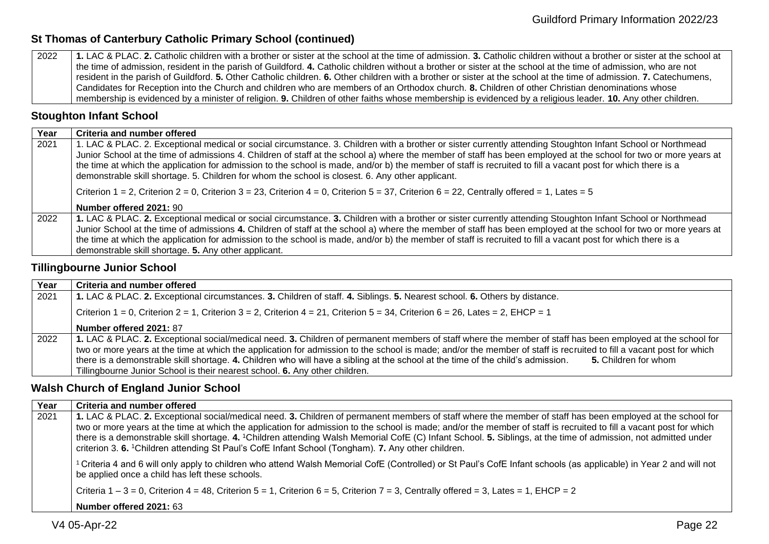### St Thomas of Canterbury Catholic Primary School (continued)

| | |
|---|---|
| 2022 | **1.** LAC & PLAC. **2.** Catholic children with a brother or sister at the school at the time of admission. **3.** Catholic children without a brother or sister at the school at the time of admission, resident in the parish of Guildford. **4.** Catholic children without a brother or sister at the school at the time of admission, who are not resident in the parish of Guildford. **5.** Other Catholic children. **6.** Other children with a brother or sister at the school at the time of admission. **7.** Catechumens, Candidates for Reception into the Church and children who are members of an Orthodox church. **8.** Children of other Christian denominations whose membership is evidenced by a minister of religion. **9.** Children of other faiths whose membership is evidenced by a religious leader. **10.** Any other children. |

### Stoughton Infant School

| Year | Criteria and number offered |
|---|---|
| 2021 | 1. LAC & PLAC. 2. Exceptional medical or social circumstance. 3. Children with a brother or sister currently attending Stoughton Infant School or Northmead Junior School at the time of admissions 4. Children of staff at the school a) where the member of staff has been employed at the school for two or more years at the time at which the application for admission to the school is made, and/or b) the member of staff is recruited to fill a vacant post for which there is a demonstrable skill shortage. 5. Children for whom the school is closest. 6. Any other applicant.<br><br>Criterion 1 = 2, Criterion 2 = 0, Criterion 3 = 23, Criterion 4 = 0, Criterion 5 = 37, Criterion 6 = 22, Centrally offered = 1, Lates = 5<br><br>**Number offered 2021:** 90 |
| 2022 | **1.** LAC & PLAC. **2.** Exceptional medical or social circumstance. **3.** Children with a brother or sister currently attending Stoughton Infant School or Northmead Junior School at the time of admissions **4.** Children of staff at the school a) where the member of staff has been employed at the school for two or more years at the time at which the application for admission to the school is made, and/or b) the member of staff is recruited to fill a vacant post for which there is a demonstrable skill shortage. **5.** Any other applicant. |

### Tillingbourne Junior School

| Year | Criteria and number offered |
|---|---|
| 2021 | **1.** LAC & PLAC. **2.** Exceptional circumstances. **3.** Children of staff. **4.** Siblings. **5.** Nearest school. **6.** Others by distance.<br><br>Criterion 1 = 0, Criterion 2 = 1, Criterion 3 = 2, Criterion 4 = 21, Criterion 5 = 34, Criterion 6 = 26, Lates = 2, EHCP = 1<br><br>**Number offered 2021:** 87 |
| 2022 | **1.** LAC & PLAC. **2.** Exceptional social/medical need. **3.** Children of permanent members of staff where the member of staff has been employed at the school for two or more years at the time at which the application for admission to the school is made; and/or the member of staff is recruited to fill a vacant post for which there is a demonstrable skill shortage. **4.** Children who will have a sibling at the school at the time of the child's admission. **5.** Children for whom Tillingbourne Junior School is their nearest school. **6.** Any other children. |

### Walsh Church of England Junior School

| Year | Criteria and number offered |
|---|---|
| 2021 | **1.** LAC & PLAC. **2.** Exceptional social/medical need. **3.** Children of permanent members of staff where the member of staff has been employed at the school for two or more years at the time at which the application for admission to the school is made; and/or the member of staff is recruited to fill a vacant post for which there is a demonstrable skill shortage. **4.** [1]Children attending Walsh Memorial CofE (C) Infant School. **5.** Siblings, at the time of admission, not admitted under criterion 3. **6.** [1]Children attending St Paul's CofE Infant School (Tongham). **7.** Any other children.<br><br>[1] Criteria 4 and 6 will only apply to children who attend Walsh Memorial CofE (Controlled) or St Paul's CofE Infant schools (as applicable) in Year 2 and will not be applied once a child has left these schools.<br><br>Criteria 1 – 3 = 0, Criterion 4 = 48, Criterion 5 = 1, Criterion 6 = 5, Criterion 7 = 3, Centrally offered = 3, Lates = 1, EHCP = 2<br><br>**Number offered 2021:** 63 |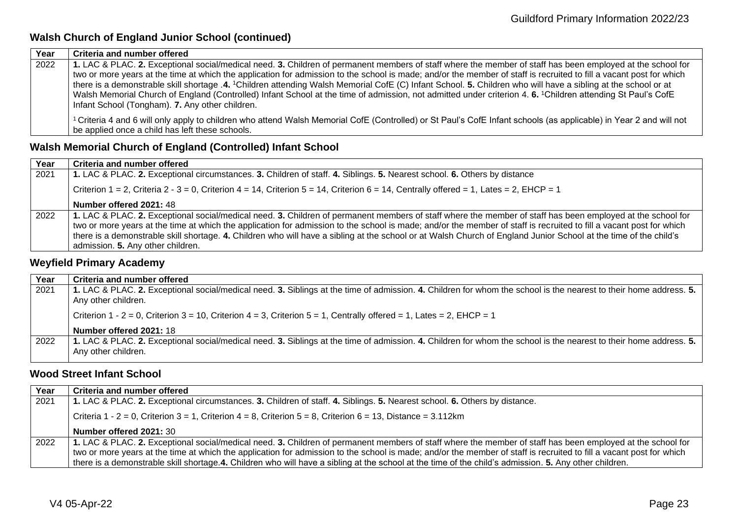### Walsh Church of England Junior School (continued)

| Year | Criteria and number offered |
|---|---|
| 2022 | **1.** LAC & PLAC. **2.** Exceptional social/medical need. **3.** Children of permanent members of staff where the member of staff has been employed at the school for two or more years at the time at which the application for admission to the school is made; and/or the member of staff is recruited to fill a vacant post for which there is a demonstrable skill shortage .**4.** [1]Children attending Walsh Memorial CofE (C) Infant School. **5.** Children who will have a sibling at the school or at Walsh Memorial Church of England (Controlled) Infant School at the time of admission, not admitted under criterion 4. **6.** [1]Children attending St Paul's CofE Infant School (Tongham). **7.** Any other children.<br><br>[1] Criteria 4 and 6 will only apply to children who attend Walsh Memorial CofE (Controlled) or St Paul's CofE Infant schools (as applicable) in Year 2 and will not be applied once a child has left these schools. |

### Walsh Memorial Church of England (Controlled) Infant School

| Year | Criteria and number offered |
|---|---|
| 2021 | **1.** LAC & PLAC. **2.** Exceptional circumstances. **3.** Children of staff. **4.** Siblings. **5.** Nearest school. **6.** Others by distance<br><br>Criterion 1 = 2, Criteria 2 - 3 = 0, Criterion 4 = 14, Criterion 5 = 14, Criterion 6 = 14, Centrally offered = 1, Lates = 2, EHCP = 1<br><br>**Number offered 2021:** 48 |
| 2022 | **1.** LAC & PLAC. **2.** Exceptional social/medical need. **3.** Children of permanent members of staff where the member of staff has been employed at the school for two or more years at the time at which the application for admission to the school is made; and/or the member of staff is recruited to fill a vacant post for which there is a demonstrable skill shortage. **4.** Children who will have a sibling at the school or at Walsh Church of England Junior School at the time of the child's admission. **5.** Any other children. |

### Weyfield Primary Academy

| Year | Criteria and number offered |
|---|---|
| 2021 | **1.** LAC & PLAC. **2.** Exceptional social/medical need. **3.** Siblings at the time of admission. **4.** Children for whom the school is the nearest to their home address. **5.** Any other children.<br><br>Criterion 1 - 2 = 0, Criterion 3 = 10, Criterion 4 = 3, Criterion 5 = 1, Centrally offered = 1, Lates = 2, EHCP = 1<br><br>**Number offered 2021:** 18 |
| 2022 | **1.** LAC & PLAC. **2.** Exceptional social/medical need. **3.** Siblings at the time of admission. **4.** Children for whom the school is the nearest to their home address. **5.** Any other children. |

### Wood Street Infant School

| Year | Criteria and number offered |
|---|---|
| 2021 | **1.** LAC & PLAC. **2.** Exceptional circumstances. **3.** Children of staff. **4.** Siblings. **5.** Nearest school. **6.** Others by distance.<br><br>Criteria 1 - 2 = 0, Criterion 3 = 1, Criterion 4 = 8, Criterion 5 = 8, Criterion 6 = 13, Distance = 3.112km<br><br>**Number offered 2021:** 30 |
| 2022 | **1.** LAC & PLAC. **2.** Exceptional social/medical need. **3.** Children of permanent members of staff where the member of staff has been employed at the school for two or more years at the time at which the application for admission to the school is made; and/or the member of staff is recruited to fill a vacant post for which there is a demonstrable skill shortage.**4.** Children who will have a sibling at the school at the time of the child's admission. **5.** Any other children. |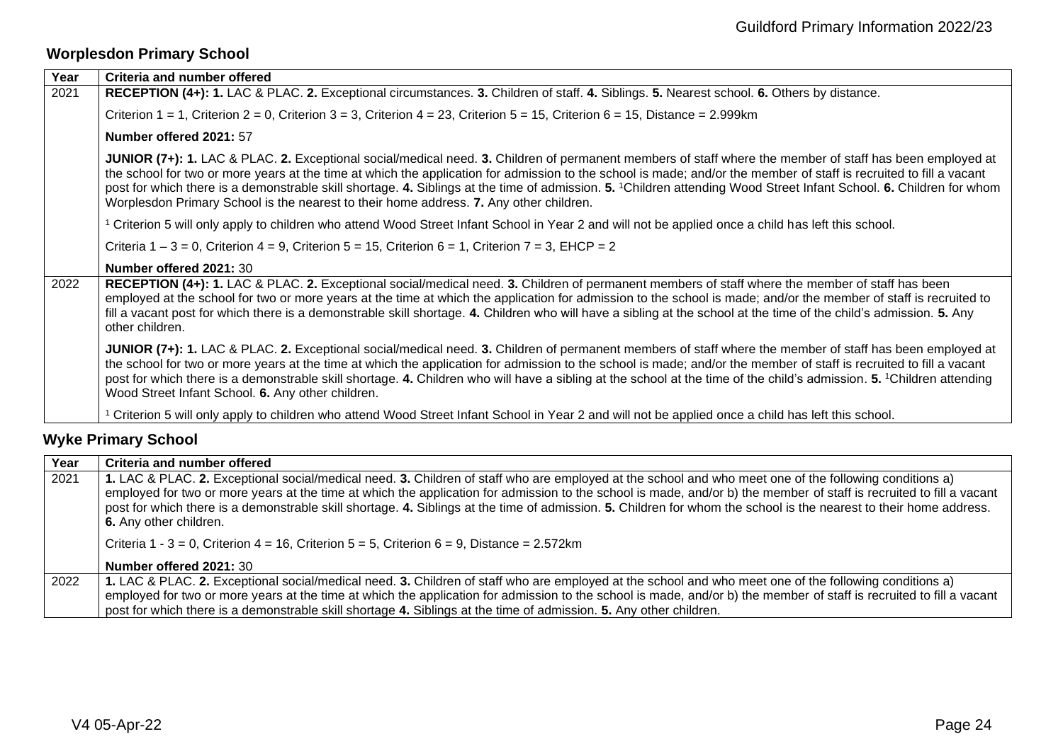## Worplesdon Primary School

| Year | Criteria and number offered |
|---|---|
| 2021 | **RECEPTION (4+): 1.** LAC & PLAC. **2.** Exceptional circumstances. **3.** Children of staff. **4.** Siblings. **5.** Nearest school. **6.** Others by distance.<br><br>Criterion 1 = 1, Criterion 2 = 0, Criterion 3 = 3, Criterion 4 = 23, Criterion 5 = 15, Criterion 6 = 15, Distance = 2.999km<br><br>**Number offered 2021:** 57<br><br>**JUNIOR (7+): 1.** LAC & PLAC. **2.** Exceptional social/medical need. **3.** Children of permanent members of staff where the member of staff has been employed at the school for two or more years at the time at which the application for admission to the school is made; and/or the member of staff is recruited to fill a vacant post for which there is a demonstrable skill shortage. **4.** Siblings at the time of admission. **5.** [1]Children attending Wood Street Infant School. **6.** Children for whom Worplesdon Primary School is the nearest to their home address. **7.** Any other children.<br><br>[1] Criterion 5 will only apply to children who attend Wood Street Infant School in Year 2 and will not be applied once a child has left this school.<br><br>Criteria 1 – 3 = 0, Criterion 4 = 9, Criterion 5 = 15, Criterion 6 = 1, Criterion 7 = 3, EHCP = 2<br><br>**Number offered 2021:** 30 |
| 2022 | **RECEPTION (4+): 1.** LAC & PLAC. **2.** Exceptional social/medical need. **3.** Children of permanent members of staff where the member of staff has been employed at the school for two or more years at the time at which the application for admission to the school is made; and/or the member of staff is recruited to fill a vacant post for which there is a demonstrable skill shortage. **4.** Children who will have a sibling at the school at the time of the child's admission. **5.** Any other children.<br><br>**JUNIOR (7+): 1.** LAC & PLAC. **2.** Exceptional social/medical need. **3.** Children of permanent members of staff where the member of staff has been employed at the school for two or more years at the time at which the application for admission to the school is made; and/or the member of staff is recruited to fill a vacant post for which there is a demonstrable skill shortage. **4.** Children who will have a sibling at the school at the time of the child's admission. **5.** [1]Children attending Wood Street Infant School. **6.** Any other children.<br><br>[1] Criterion 5 will only apply to children who attend Wood Street Infant School in Year 2 and will not be applied once a child has left this school. |

## Wyke Primary School

| Year | Criteria and number offered |
|---|---|
| 2021 | **1.** LAC & PLAC. **2.** Exceptional social/medical need. **3.** Children of staff who are employed at the school and who meet one of the following conditions a) employed for two or more years at the time at which the application for admission to the school is made, and/or b) the member of staff is recruited to fill a vacant post for which there is a demonstrable skill shortage. **4.** Siblings at the time of admission. **5.** Children for whom the school is the nearest to their home address. **6.** Any other children.<br><br>Criteria 1 - 3 = 0, Criterion 4 = 16, Criterion 5 = 5, Criterion 6 = 9, Distance = 2.572km<br><br>**Number offered 2021:** 30 |
| 2022 | **1.** LAC & PLAC. **2.** Exceptional social/medical need. **3.** Children of staff who are employed at the school and who meet one of the following conditions a) employed for two or more years at the time at which the application for admission to the school is made, and/or b) the member of staff is recruited to fill a vacant post for which there is a demonstrable skill shortage **4.** Siblings at the time of admission. **5.** Any other children. |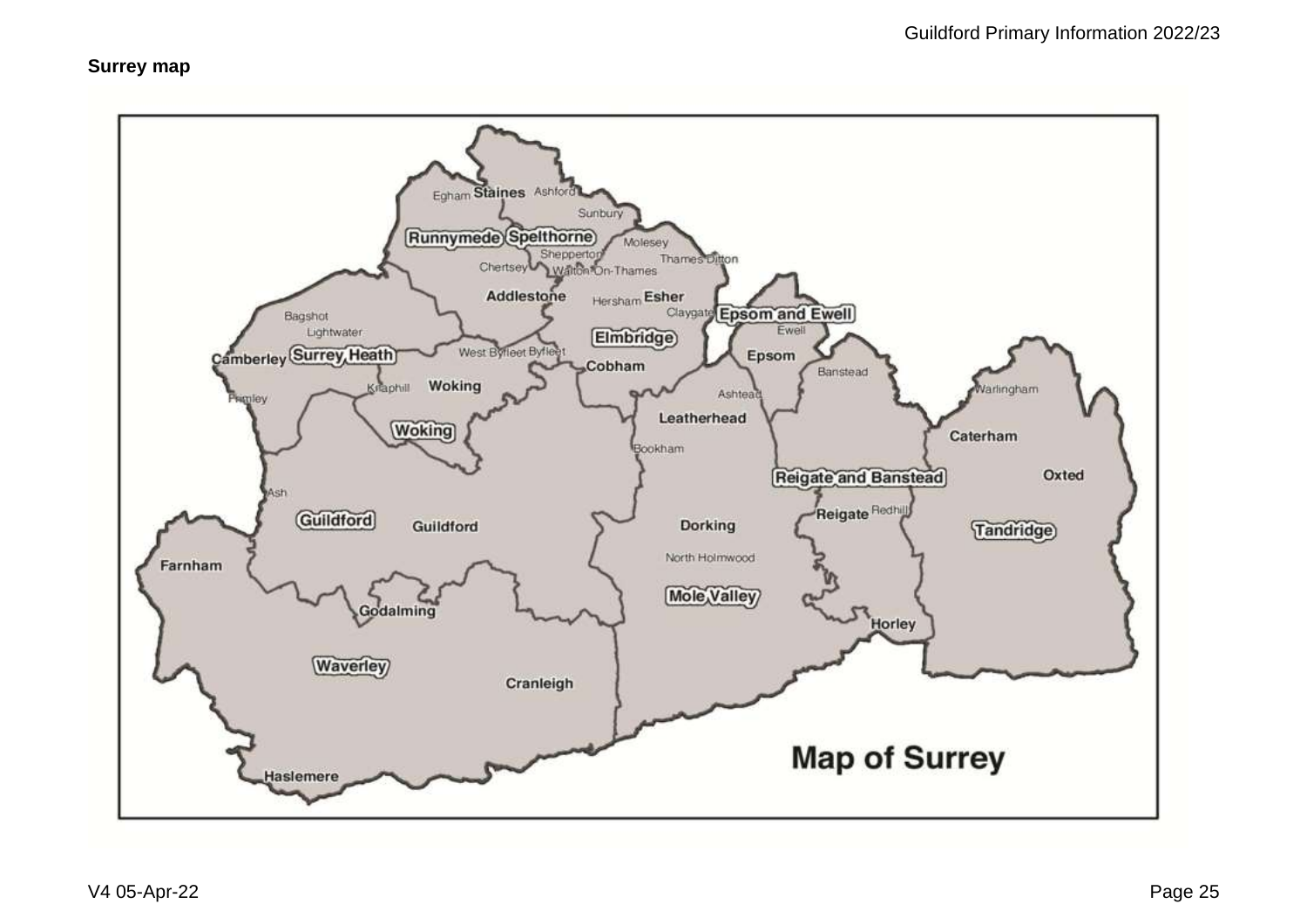**Surrey map**

Map of Surrey

Egham
Staines
Ashford
Sunbury
Runnymede
Spelthorne
Molesey
Shepperton
Thames Ditton
Chertsey
Walton On-Thames
Addlestone
Hersham
Esher
Claygate
Epsom and Ewell
Ewell
Bagshot
Lightwater
Elmbridge
Camberley
Surrey Heath
West Byfleet
Byfleet
Epsom
Cobham
Banstead
Knaphill
Woking
Ashtead
Warlingham
Frimley
Leatherhead
Woking
Caterham
Bookham
Reigate and Banstead
Oxted
Ash
Reigate
Redhill
Guildford
Guildford
Dorking
Tandridge
Farnham
North Holmwood
Mole Valley
Godalming
Horley
Waverley
Cranleigh
Haslemere